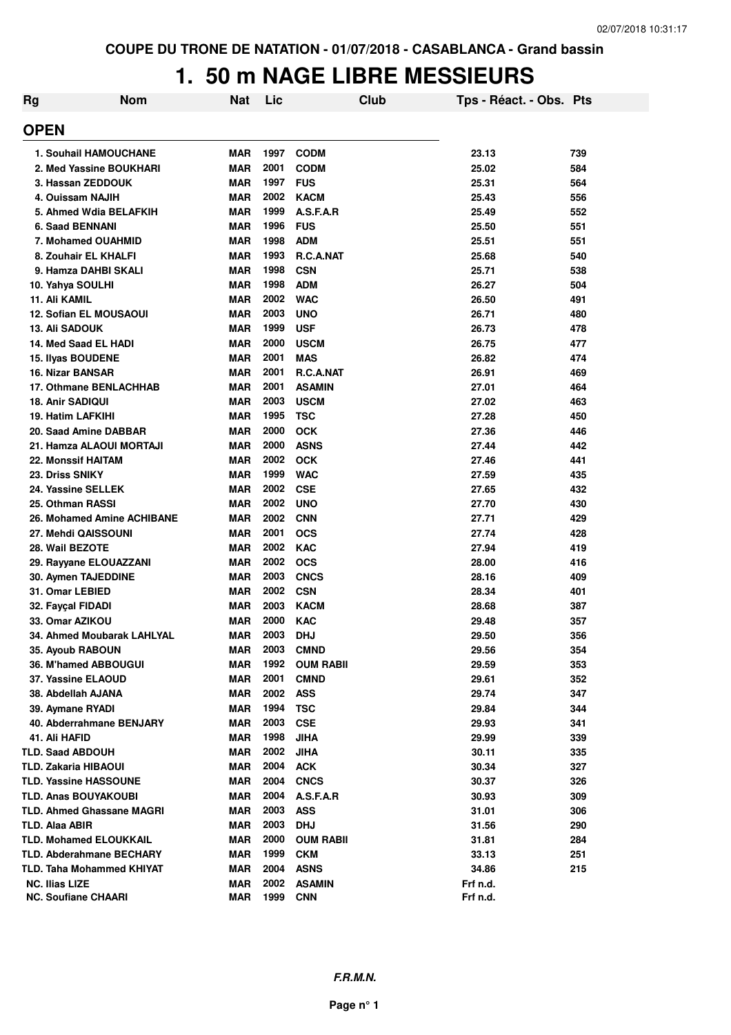COUPE DU TRONE DE NATATION - 01/07/2018 - CASABLANCA - Grand bassin

# 1. 50 m NAGE LIBRE MESSIEURS

| Rg | Nom | Nat | Lic | Club | Tps - Réact. - Obs. | Pts |
|---|---|---|---|---|---|---|
| **OPEN** | | | | | | |
| 1. | Souhail HAMOUCHANE | MAR | 1997 | CODM | 23.13 | 739 |
| 2. | Med Yassine BOUKHARI | MAR | 2001 | CODM | 25.02 | 584 |
| 3. | Hassan ZEDDOUK | MAR | 1997 | FUS | 25.31 | 564 |
| 4. | Ouissam NAJIH | MAR | 2002 | KACM | 25.43 | 556 |
| 5. | Ahmed Wdia BELAFKIH | MAR | 1999 | A.S.F.A.R | 25.49 | 552 |
| 6. | Saad BENNANI | MAR | 1996 | FUS | 25.50 | 551 |
| 7. | Mohamed OUAHMID | MAR | 1998 | ADM | 25.51 | 551 |
| 8. | Zouhair EL KHALFI | MAR | 1993 | R.C.A.NAT | 25.68 | 540 |
| 9. | Hamza DAHBI SKALI | MAR | 1998 | CSN | 25.71 | 538 |
| 10. | Yahya SOULHI | MAR | 1998 | ADM | 26.27 | 504 |
| 11. | Ali KAMIL | MAR | 2002 | WAC | 26.50 | 491 |
| 12. | Sofian EL MOUSAOUI | MAR | 2003 | UNO | 26.71 | 480 |
| 13. | Ali SADOUK | MAR | 1999 | USF | 26.73 | 478 |
| 14. | Med Saad EL HADI | MAR | 2000 | USCM | 26.75 | 477 |
| 15. | Ilyas BOUDENE | MAR | 2001 | MAS | 26.82 | 474 |
| 16. | Nizar BANSAR | MAR | 2001 | R.C.A.NAT | 26.91 | 469 |
| 17. | Othmane BENLACHHAB | MAR | 2001 | ASAMIN | 27.01 | 464 |
| 18. | Anir SADIQUI | MAR | 2003 | USCM | 27.02 | 463 |
| 19. | Hatim LAFKIHI | MAR | 1995 | TSC | 27.28 | 450 |
| 20. | Saad Amine DABBAR | MAR | 2000 | OCK | 27.36 | 446 |
| 21. | Hamza ALAOUI MORTAJI | MAR | 2000 | ASNS | 27.44 | 442 |
| 22. | Monssif HAITAM | MAR | 2002 | OCK | 27.46 | 441 |
| 23. | Driss SNIKY | MAR | 1999 | WAC | 27.59 | 435 |
| 24. | Yassine SELLEK | MAR | 2002 | CSE | 27.65 | 432 |
| 25. | Othman RASSI | MAR | 2002 | UNO | 27.70 | 430 |
| 26. | Mohamed Amine ACHIBANE | MAR | 2002 | CNN | 27.71 | 429 |
| 27. | Mehdi QAISSOUNI | MAR | 2001 | OCS | 27.74 | 428 |
| 28. | Wail BEZOTE | MAR | 2002 | KAC | 27.94 | 419 |
| 29. | Rayyane ELOUAZZANI | MAR | 2002 | OCS | 28.00 | 416 |
| 30. | Aymen TAJEDDINE | MAR | 2003 | CNCS | 28.16 | 409 |
| 31. | Omar LEBIED | MAR | 2002 | CSN | 28.34 | 401 |
| 32. | Fayçal FIDADI | MAR | 2003 | KACM | 28.68 | 387 |
| 33. | Omar AZIKOU | MAR | 2000 | KAC | 29.48 | 357 |
| 34. | Ahmed Moubarak LAHLYAL | MAR | 2003 | DHJ | 29.50 | 356 |
| 35. | Ayoub RABOUN | MAR | 2003 | CMND | 29.56 | 354 |
| 36. | M'hamed ABBOUGUI | MAR | 1992 | OUM RABII | 29.59 | 353 |
| 37. | Yassine ELAOUD | MAR | 2001 | CMND | 29.61 | 352 |
| 38. | Abdellah AJANA | MAR | 2002 | ASS | 29.74 | 347 |
| 39. | Aymane RYADI | MAR | 1994 | TSC | 29.84 | 344 |
| 40. | Abderrahmane BENJARY | MAR | 2003 | CSE | 29.93 | 341 |
| 41. | Ali HAFID | MAR | 1998 | JIHA | 29.99 | 339 |
| TLD. | Saad ABDOUH | MAR | 2002 | JIHA | 30.11 | 335 |
| TLD. | Zakaria HIBAOUI | MAR | 2004 | ACK | 30.34 | 327 |
| TLD. | Yassine HASSOUNE | MAR | 2004 | CNCS | 30.37 | 326 |
| TLD. | Anas BOUYAKOUBI | MAR | 2004 | A.S.F.A.R | 30.93 | 309 |
| TLD. | Ahmed Ghassane MAGRI | MAR | 2003 | ASS | 31.01 | 306 |
| TLD. | Alaa ABIR | MAR | 2003 | DHJ | 31.56 | 290 |
| TLD. | Mohamed ELOUKKAIL | MAR | 2000 | OUM RABII | 31.81 | 284 |
| TLD. | Abderahmane BECHARY | MAR | 1999 | CKM | 33.13 | 251 |
| TLD. | Taha Mohammed KHIYAT | MAR | 2004 | ASNS | 34.86 | 215 |
| NC. | Ilias LIZE | MAR | 2002 | ASAMIN | Frf n.d. | |
| NC. | Soufiane CHAARI | MAR | 1999 | CNN | Frf n.d. | |

***F.R.M.N.***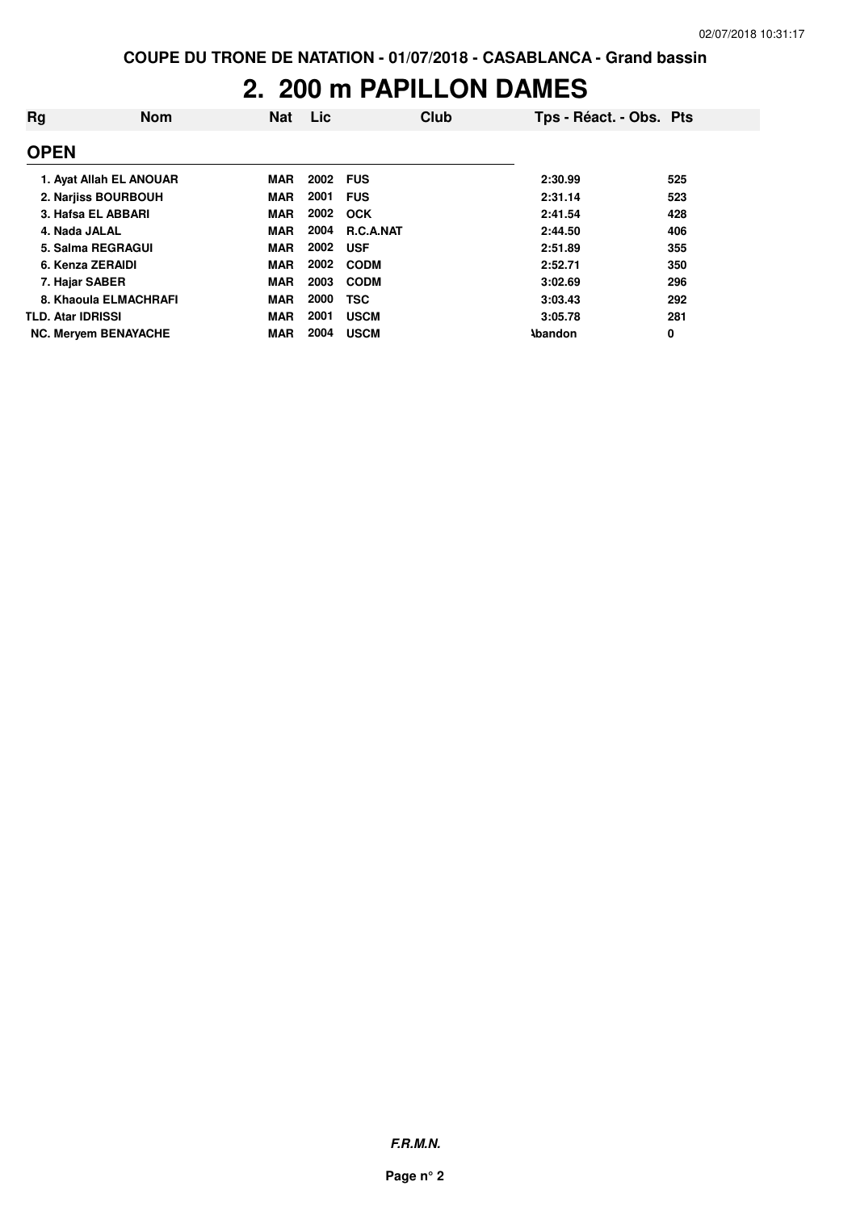**COUPE DU TRONE DE NATATION - 01/07/2018 - CASABLANCA - Grand bassin**

# 2. 200 m PAPILLON DAMES

| Rg | Nom | Nat | Lic | Club | Tps - Réact. - Obs. | Pts |
|---|---|---|---|---|---|---|
| **OPEN** | | | | | | |
| 1. | Ayat Allah EL ANOUAR | MAR | 2002 | FUS | 2:30.99 | 525 |
| 2. | Narjiss BOURBOUH | MAR | 2001 | FUS | 2:31.14 | 523 |
| 3. | Hafsa EL ABBARI | MAR | 2002 | OCK | 2:41.54 | 428 |
| 4. | Nada JALAL | MAR | 2004 | R.C.A.NAT | 2:44.50 | 406 |
| 5. | Salma REGRAGUI | MAR | 2002 | USF | 2:51.89 | 355 |
| 6. | Kenza ZERAIDI | MAR | 2002 | CODM | 2:52.71 | 350 |
| 7. | Hajar SABER | MAR | 2003 | CODM | 3:02.69 | 296 |
| 8. | Khaoula ELMACHRAFI | MAR | 2000 | TSC | 3:03.43 | 292 |
| TLD. | Atar IDRISSI | MAR | 2001 | USCM | 3:05.78 | 281 |
| NC. | Meryem BENAYACHE | MAR | 2004 | USCM | Abandon | 0 |

***F.R.M.N.***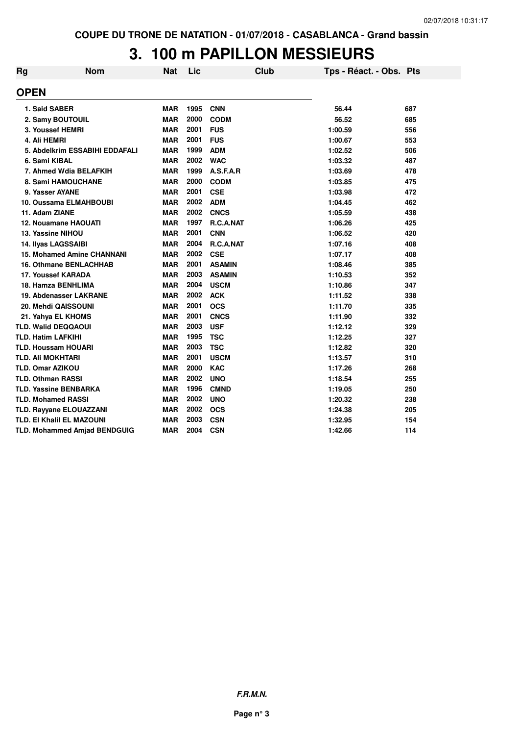# 3. 100 m PAPILLON MESSIEURS

| Rg | Nom | Nat | Lic | Club | Tps - Réact. - Obs. | Pts |
|---|---|---|---|---|---|---|
| **OPEN** | | | | | | |
| 1. | Said SABER | MAR | 1995 | CNN | 56.44 | 687 |
| 2. | Samy BOUTOUIL | MAR | 2000 | CODM | 56.52 | 685 |
| 3. | Youssef HEMRI | MAR | 2001 | FUS | 1:00.59 | 556 |
| 4. | Ali HEMRI | MAR | 2001 | FUS | 1:00.67 | 553 |
| 5. | Abdelkrim ESSABIHI EDDAFALI | MAR | 1999 | ADM | 1:02.52 | 506 |
| 6. | Sami KIBAL | MAR | 2002 | WAC | 1:03.32 | 487 |
| 7. | Ahmed Wdia BELAFKIH | MAR | 1999 | A.S.F.A.R | 1:03.69 | 478 |
| 8. | Sami HAMOUCHANE | MAR | 2000 | CODM | 1:03.85 | 475 |
| 9. | Yasser AYANE | MAR | 2001 | CSE | 1:03.98 | 472 |
| 10. | Oussama ELMAHBOUBI | MAR | 2002 | ADM | 1:04.45 | 462 |
| 11. | Adam ZIANE | MAR | 2002 | CNCS | 1:05.59 | 438 |
| 12. | Nouamane HAOUATI | MAR | 1997 | R.C.A.NAT | 1:06.26 | 425 |
| 13. | Yassine NIHOU | MAR | 2001 | CNN | 1:06.52 | 420 |
| 14. | Ilyas LAGSSAIBI | MAR | 2004 | R.C.A.NAT | 1:07.16 | 408 |
| 15. | Mohamed Amine CHANNANI | MAR | 2002 | CSE | 1:07.17 | 408 |
| 16. | Othmane BENLACHHAB | MAR | 2001 | ASAMIN | 1:08.46 | 385 |
| 17. | Youssef KARADA | MAR | 2003 | ASAMIN | 1:10.53 | 352 |
| 18. | Hamza BENHLIMA | MAR | 2004 | USCM | 1:10.86 | 347 |
| 19. | Abdenasser LAKRANE | MAR | 2002 | ACK | 1:11.52 | 338 |
| 20. | Mehdi QAISSOUNI | MAR | 2001 | OCS | 1:11.70 | 335 |
| 21. | Yahya EL KHOMS | MAR | 2001 | CNCS | 1:11.90 | 332 |
| TLD. | Walid DEQQAOUI | MAR | 2003 | USF | 1:12.12 | 329 |
| TLD. | Hatim LAFKIHI | MAR | 1995 | TSC | 1:12.25 | 327 |
| TLD. | Houssam HOUARI | MAR | 2003 | TSC | 1:12.82 | 320 |
| TLD. | Ali MOKHTARI | MAR | 2001 | USCM | 1:13.57 | 310 |
| TLD. | Omar AZIKOU | MAR | 2000 | KAC | 1:17.26 | 268 |
| TLD. | Othman RASSI | MAR | 2002 | UNO | 1:18.54 | 255 |
| TLD. | Yassine BENBARKA | MAR | 1996 | CMND | 1:19.05 | 250 |
| TLD. | Mohamed RASSI | MAR | 2002 | UNO | 1:20.32 | 238 |
| TLD. | Rayyane ELOUAZZANI | MAR | 2002 | OCS | 1:24.38 | 205 |
| TLD. | El Khalil EL MAZOUNI | MAR | 2003 | CSN | 1:32.95 | 154 |
| TLD. | Mohammed Amjad BENDGUIG | MAR | 2004 | CSN | 1:42.66 | 114 |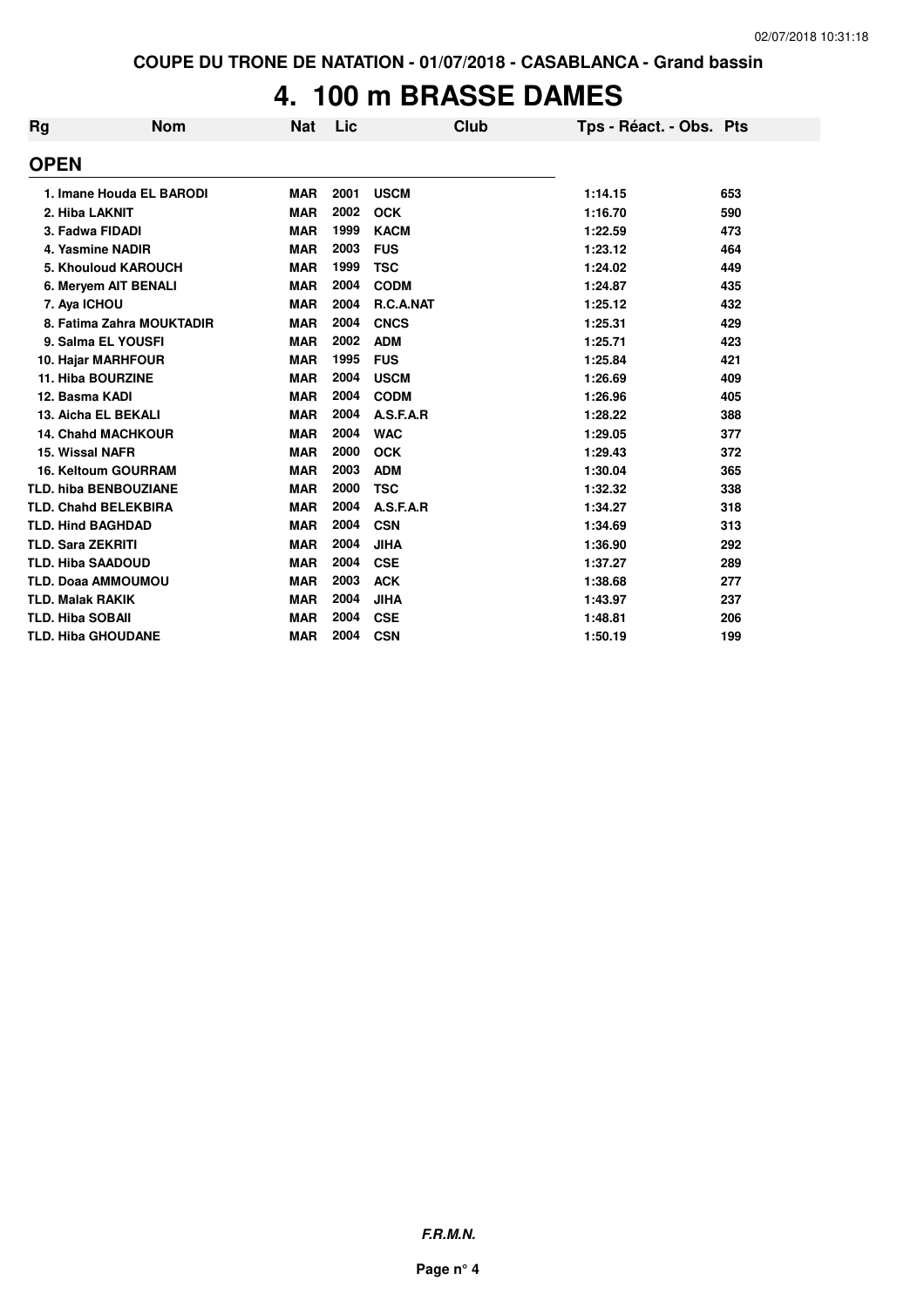COUPE DU TRONE DE NATATION - 01/07/2018 - CASABLANCA - Grand bassin

# 4. 100 m BRASSE DAMES

| Rg | Nom | Nat | Lic | Club | Tps - Réact. - Obs. | Pts |
|---|---|---|---|---|---|---|
| **OPEN** | | | | | | |
| 1. | Imane Houda EL BARODI | MAR | 2001 | USCM | 1:14.15 | 653 |
| 2. | Hiba LAKNIT | MAR | 2002 | OCK | 1:16.70 | 590 |
| 3. | Fadwa FIDADI | MAR | 1999 | KACM | 1:22.59 | 473 |
| 4. | Yasmine NADIR | MAR | 2003 | FUS | 1:23.12 | 464 |
| 5. | Khouloud KAROUCH | MAR | 1999 | TSC | 1:24.02 | 449 |
| 6. | Meryem AIT BENALI | MAR | 2004 | CODM | 1:24.87 | 435 |
| 7. | Aya ICHOU | MAR | 2004 | R.C.A.NAT | 1:25.12 | 432 |
| 8. | Fatima Zahra MOUKTADIR | MAR | 2004 | CNCS | 1:25.31 | 429 |
| 9. | Salma EL YOUSFI | MAR | 2002 | ADM | 1:25.71 | 423 |
| 10. | Hajar MARHFOUR | MAR | 1995 | FUS | 1:25.84 | 421 |
| 11. | Hiba BOURZINE | MAR | 2004 | USCM | 1:26.69 | 409 |
| 12. | Basma KADI | MAR | 2004 | CODM | 1:26.96 | 405 |
| 13. | Aicha EL BEKALI | MAR | 2004 | A.S.F.A.R | 1:28.22 | 388 |
| 14. | Chahd MACHKOUR | MAR | 2004 | WAC | 1:29.05 | 377 |
| 15. | Wissal NAFR | MAR | 2000 | OCK | 1:29.43 | 372 |
| 16. | Keltoum GOURRAM | MAR | 2003 | ADM | 1:30.04 | 365 |
| TLD. | hiba BENBOUZIANE | MAR | 2000 | TSC | 1:32.32 | 338 |
| TLD. | Chahd BELEKBIRA | MAR | 2004 | A.S.F.A.R | 1:34.27 | 318 |
| TLD. | Hind BAGHDAD | MAR | 2004 | CSN | 1:34.69 | 313 |
| TLD. | Sara ZEKRITI | MAR | 2004 | JIHA | 1:36.90 | 292 |
| TLD. | Hiba SAADOUD | MAR | 2004 | CSE | 1:37.27 | 289 |
| TLD. | Doaa AMMOUMOU | MAR | 2003 | ACK | 1:38.68 | 277 |
| TLD. | Malak RAKIK | MAR | 2004 | JIHA | 1:43.97 | 237 |
| TLD. | Hiba SOBAII | MAR | 2004 | CSE | 1:48.81 | 206 |
| TLD. | Hiba GHOUDANE | MAR | 2004 | CSN | 1:50.19 | 199 |

***F.R.M.N.***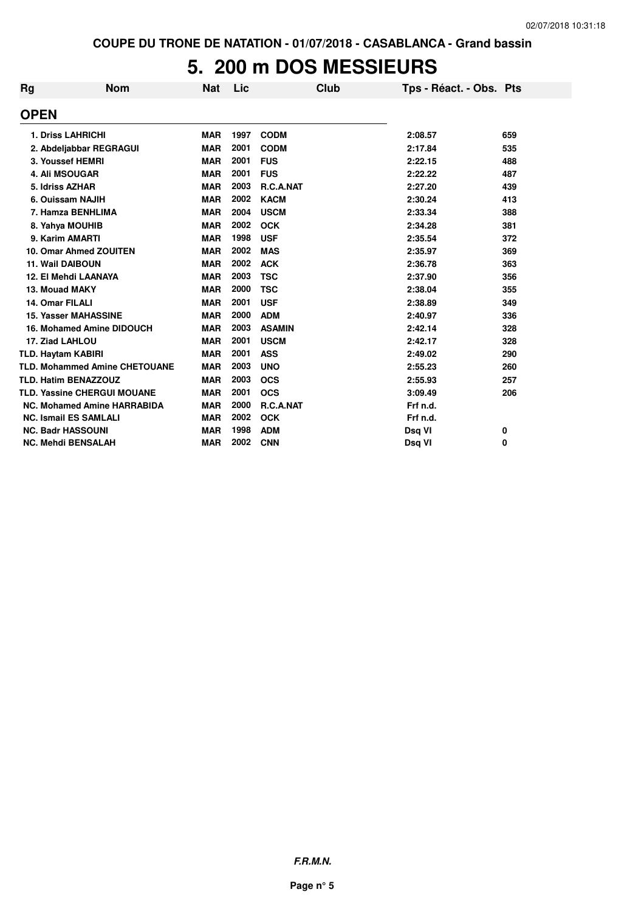COUPE DU TRONE DE NATATION - 01/07/2018 - CASABLANCA - Grand bassin

# 5. 200 m DOS MESSIEURS

| Rg | Nom | Nat | Lic | Club | Tps - Réact. - Obs. | Pts |
|---|---|---|---|---|---|---|
| **OPEN** | | | | | | |
| 1. Driss LAHRICHI | | MAR | 1997 | CODM | 2:08.57 | 659 |
| 2. Abdeljabbar REGRAGUI | | MAR | 2001 | CODM | 2:17.84 | 535 |
| 3. Youssef HEMRI | | MAR | 2001 | FUS | 2:22.15 | 488 |
| 4. Ali MSOUGAR | | MAR | 2001 | FUS | 2:22.22 | 487 |
| 5. Idriss AZHAR | | MAR | 2003 | R.C.A.NAT | 2:27.20 | 439 |
| 6. Ouissam NAJIH | | MAR | 2002 | KACM | 2:30.24 | 413 |
| 7. Hamza BENHLIMA | | MAR | 2004 | USCM | 2:33.34 | 388 |
| 8. Yahya MOUHIB | | MAR | 2002 | OCK | 2:34.28 | 381 |
| 9. Karim AMARTI | | MAR | 1998 | USF | 2:35.54 | 372 |
| 10. Omar Ahmed ZOUITEN | | MAR | 2002 | MAS | 2:35.97 | 369 |
| 11. Wail DAIBOUN | | MAR | 2002 | ACK | 2:36.78 | 363 |
| 12. El Mehdi LAANAYA | | MAR | 2003 | TSC | 2:37.90 | 356 |
| 13. Mouad MAKY | | MAR | 2000 | TSC | 2:38.04 | 355 |
| 14. Omar FILALI | | MAR | 2001 | USF | 2:38.89 | 349 |
| 15. Yasser MAHASSINE | | MAR | 2000 | ADM | 2:40.97 | 336 |
| 16. Mohamed Amine DIDOUCH | | MAR | 2003 | ASAMIN | 2:42.14 | 328 |
| 17. Ziad LAHLOU | | MAR | 2001 | USCM | 2:42.17 | 328 |
| TLD. Haytam KABIRI | | MAR | 2001 | ASS | 2:49.02 | 290 |
| TLD. Mohammed Amine CHETOUANE | | MAR | 2003 | UNO | 2:55.23 | 260 |
| TLD. Hatim BENAZZOUZ | | MAR | 2003 | OCS | 2:55.93 | 257 |
| TLD. Yassine CHERGUI MOUANE | | MAR | 2001 | OCS | 3:09.49 | 206 |
| NC. Mohamed Amine HARRABIDA | | MAR | 2000 | R.C.A.NAT | Frf n.d. | |
| NC. Ismail ES SAMLALI | | MAR | 2002 | OCK | Frf n.d. | |
| NC. Badr HASSOUNI | | MAR | 1998 | ADM | Dsq VI | 0 |
| NC. Mehdi BENSALAH | | MAR | 2002 | CNN | Dsq VI | 0 |

**F.R.M.N.**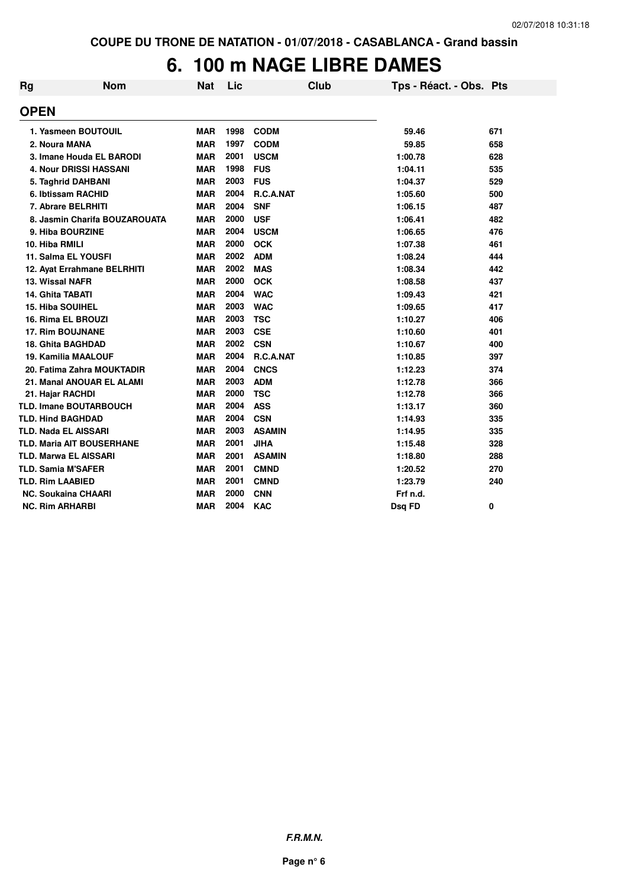COUPE DU TRONE DE NATATION - 01/07/2018 - CASABLANCA - Grand bassin

# 6. 100 m NAGE LIBRE DAMES

| Rg | Nom | Nat | Lic | Club | Tps - Réact. - Obs. | Pts |
|---|---|---|---|---|---|---|
| **OPEN** | | | | | | |
| 1. | Yasmeen BOUTOUIL | MAR | 1998 | CODM | 59.46 | 671 |
| 2. | Noura MANA | MAR | 1997 | CODM | 59.85 | 658 |
| 3. | Imane Houda EL BARODI | MAR | 2001 | USCM | 1:00.78 | 628 |
| 4. | Nour DRISSI HASSANI | MAR | 1998 | FUS | 1:04.11 | 535 |
| 5. | Taghrid DAHBANI | MAR | 2003 | FUS | 1:04.37 | 529 |
| 6. | Ibtissam RACHID | MAR | 2004 | R.C.A.NAT | 1:05.60 | 500 |
| 7. | Abrare BELRHITI | MAR | 2004 | SNF | 1:06.15 | 487 |
| 8. | Jasmin Charifa BOUZAROUATA | MAR | 2000 | USF | 1:06.41 | 482 |
| 9. | Hiba BOURZINE | MAR | 2004 | USCM | 1:06.65 | 476 |
| 10. | Hiba RMILI | MAR | 2000 | OCK | 1:07.38 | 461 |
| 11. | Salma EL YOUSFI | MAR | 2002 | ADM | 1:08.24 | 444 |
| 12. | Ayat Errahmane BELRHITI | MAR | 2002 | MAS | 1:08.34 | 442 |
| 13. | Wissal NAFR | MAR | 2000 | OCK | 1:08.58 | 437 |
| 14. | Ghita TABATI | MAR | 2004 | WAC | 1:09.43 | 421 |
| 15. | Hiba SOUIHEL | MAR | 2003 | WAC | 1:09.65 | 417 |
| 16. | Rima EL BROUZI | MAR | 2003 | TSC | 1:10.27 | 406 |
| 17. | Rim BOUJNANE | MAR | 2003 | CSE | 1:10.60 | 401 |
| 18. | Ghita BAGHDAD | MAR | 2002 | CSN | 1:10.67 | 400 |
| 19. | Kamilia MAALOUF | MAR | 2004 | R.C.A.NAT | 1:10.85 | 397 |
| 20. | Fatima Zahra MOUKTADIR | MAR | 2004 | CNCS | 1:12.23 | 374 |
| 21. | Manal ANOUAR EL ALAMI | MAR | 2003 | ADM | 1:12.78 | 366 |
| 21. | Hajar RACHDI | MAR | 2000 | TSC | 1:12.78 | 366 |
| TLD. | Imane BOUTARBOUCH | MAR | 2004 | ASS | 1:13.17 | 360 |
| TLD. | Hind BAGHDAD | MAR | 2004 | CSN | 1:14.93 | 335 |
| TLD. | Nada EL AISSARI | MAR | 2003 | ASAMIN | 1:14.95 | 335 |
| TLD. | Maria AIT BOUSERHANE | MAR | 2001 | JIHA | 1:15.48 | 328 |
| TLD. | Marwa EL AISSARI | MAR | 2001 | ASAMIN | 1:18.80 | 288 |
| TLD. | Samia M'SAFER | MAR | 2001 | CMND | 1:20.52 | 270 |
| TLD. | Rim LAABIED | MAR | 2001 | CMND | 1:23.79 | 240 |
| NC. | Soukaina CHAARI | MAR | 2000 | CNN | Frf n.d. | |
| NC. | Rim ARHARBI | MAR | 2004 | KAC | Dsq FD | 0 |

***F.R.M.N.***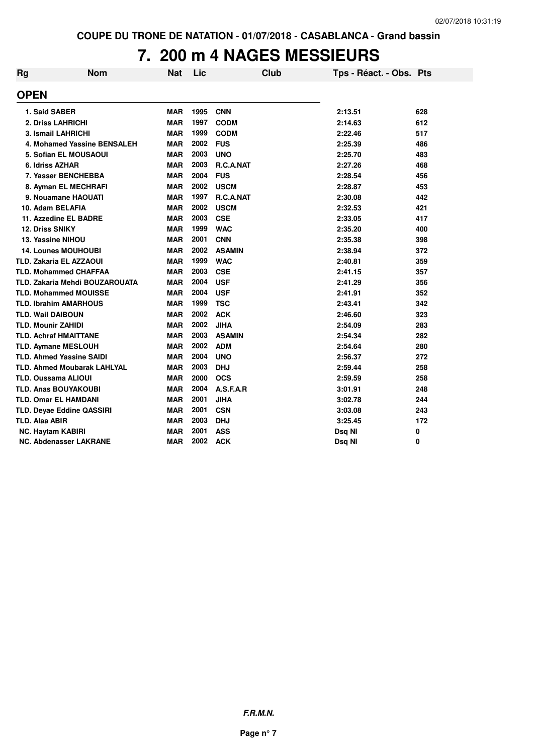COUPE DU TRONE DE NATATION - 01/07/2018 - CASABLANCA - Grand bassin

# 7. 200 m 4 NAGES MESSIEURS

| Rg | Nom | Nat | Lic | Club | Tps - Réact. - Obs. | Pts |
|---|---|---|---|---|---|---|
| **OPEN** | | | | | | |
| 1. | Said SABER | MAR | 1995 | CNN | 2:13.51 | 628 |
| 2. | Driss LAHRICHI | MAR | 1997 | CODM | 2:14.63 | 612 |
| 3. | Ismail LAHRICHI | MAR | 1999 | CODM | 2:22.46 | 517 |
| 4. | Mohamed Yassine BENSALEH | MAR | 2002 | FUS | 2:25.39 | 486 |
| 5. | Sofian EL MOUSAOUI | MAR | 2003 | UNO | 2:25.70 | 483 |
| 6. | Idriss AZHAR | MAR | 2003 | R.C.A.NAT | 2:27.26 | 468 |
| 7. | Yasser BENCHEBBA | MAR | 2004 | FUS | 2:28.54 | 456 |
| 8. | Ayman EL MECHRAFI | MAR | 2002 | USCM | 2:28.87 | 453 |
| 9. | Nouamane HAOUATI | MAR | 1997 | R.C.A.NAT | 2:30.08 | 442 |
| 10. | Adam BELAFIA | MAR | 2002 | USCM | 2:32.53 | 421 |
| 11. | Azzedine EL BADRE | MAR | 2003 | CSE | 2:33.05 | 417 |
| 12. | Driss SNIKY | MAR | 1999 | WAC | 2:35.20 | 400 |
| 13. | Yassine NIHOU | MAR | 2001 | CNN | 2:35.38 | 398 |
| 14. | Lounes MOUHOUBI | MAR | 2002 | ASAMIN | 2:38.94 | 372 |
| TLD. | Zakaria EL AZZAOUI | MAR | 1999 | WAC | 2:40.81 | 359 |
| TLD. | Mohammed CHAFFAA | MAR | 2003 | CSE | 2:41.15 | 357 |
| TLD. | Zakaria Mehdi BOUZAROUATA | MAR | 2004 | USF | 2:41.29 | 356 |
| TLD. | Mohammed MOUISSE | MAR | 2004 | USF | 2:41.91 | 352 |
| TLD. | Ibrahim AMARHOUS | MAR | 1999 | TSC | 2:43.41 | 342 |
| TLD. | Wail DAIBOUN | MAR | 2002 | ACK | 2:46.60 | 323 |
| TLD. | Mounir ZAHIDI | MAR | 2002 | JIHA | 2:54.09 | 283 |
| TLD. | Achraf HMAITTANE | MAR | 2003 | ASAMIN | 2:54.34 | 282 |
| TLD. | Aymane MESLOUH | MAR | 2002 | ADM | 2:54.64 | 280 |
| TLD. | Ahmed Yassine SAIDI | MAR | 2004 | UNO | 2:56.37 | 272 |
| TLD. | Ahmed Moubarak LAHLYAL | MAR | 2003 | DHJ | 2:59.44 | 258 |
| TLD. | Oussama ALIOUI | MAR | 2000 | OCS | 2:59.59 | 258 |
| TLD. | Anas BOUYAKOUBI | MAR | 2004 | A.S.F.A.R | 3:01.91 | 248 |
| TLD. | Omar EL HAMDANI | MAR | 2001 | JIHA | 3:02.78 | 244 |
| TLD. | Deyae Eddine QASSIRI | MAR | 2001 | CSN | 3:03.08 | 243 |
| TLD. | Alaa ABIR | MAR | 2003 | DHJ | 3:25.45 | 172 |
| NC. | Haytam KABIRI | MAR | 2001 | ASS | Dsq NI | 0 |
| NC. | Abdenasser LAKRANE | MAR | 2002 | ACK | Dsq NI | 0 |

*F.R.M.N.*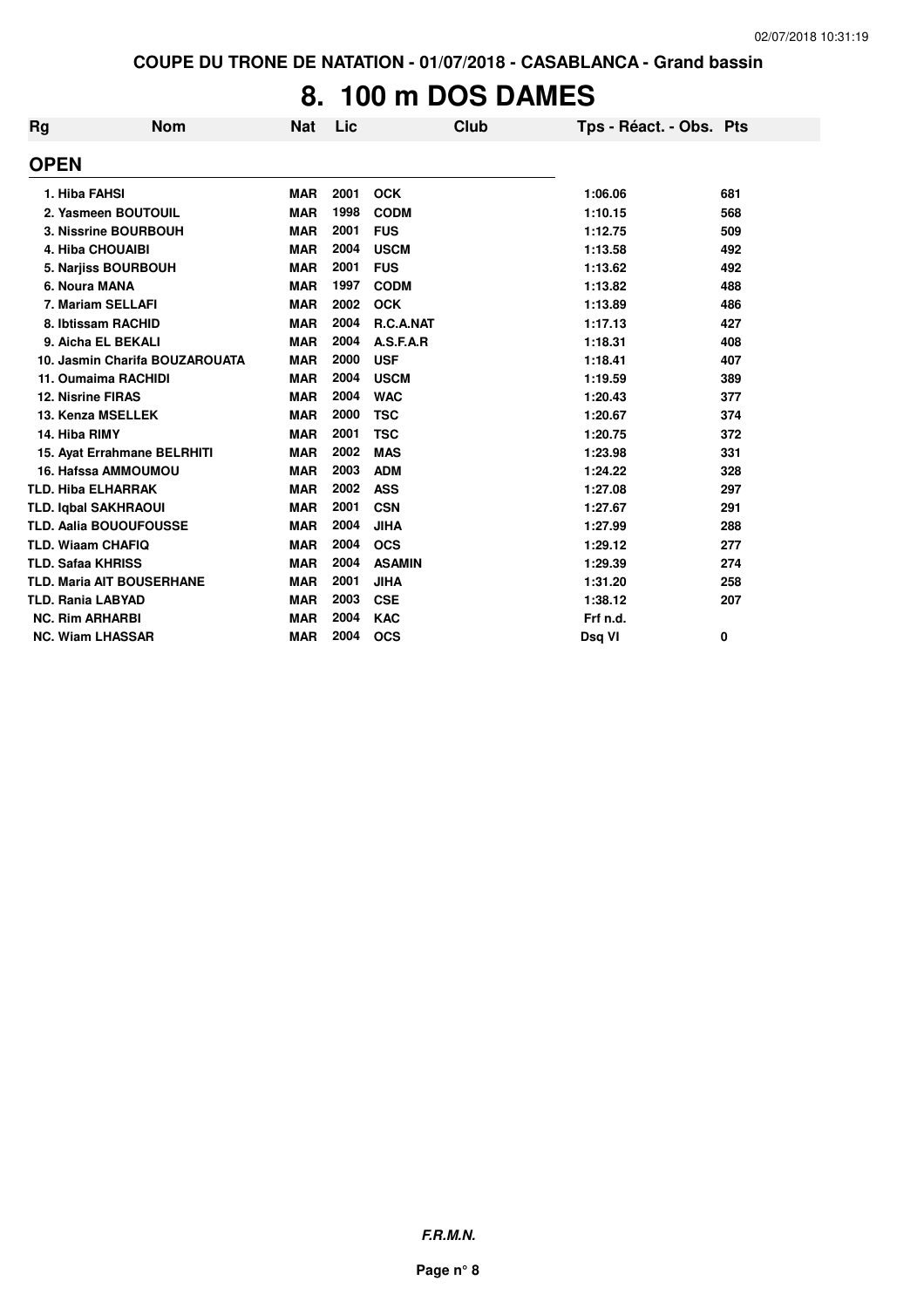COUPE DU TRONE DE NATATION - 01/07/2018 - CASABLANCA - Grand bassin

# 8. 100 m DOS DAMES

| Rg | Nom | Nat | Lic | Club | Tps - Réact. - Obs. | Pts |
|---|---|---|---|---|---|---|
| **OPEN** | | | | | | |
| 1. Hiba FAHSI | | MAR | 2001 | OCK | 1:06.06 | 681 |
| 2. Yasmeen BOUTOUIL | | MAR | 1998 | CODM | 1:10.15 | 568 |
| 3. Nissrine BOURBOUH | | MAR | 2001 | FUS | 1:12.75 | 509 |
| 4. Hiba CHOUAIBI | | MAR | 2004 | USCM | 1:13.58 | 492 |
| 5. Narjiss BOURBOUH | | MAR | 2001 | FUS | 1:13.62 | 492 |
| 6. Noura MANA | | MAR | 1997 | CODM | 1:13.82 | 488 |
| 7. Mariam SELLAFI | | MAR | 2002 | OCK | 1:13.89 | 486 |
| 8. Ibtissam RACHID | | MAR | 2004 | R.C.A.NAT | 1:17.13 | 427 |
| 9. Aicha EL BEKALI | | MAR | 2004 | A.S.F.A.R | 1:18.31 | 408 |
| 10. Jasmin Charifa BOUZAROUATA | | MAR | 2000 | USF | 1:18.41 | 407 |
| 11. Oumaima RACHIDI | | MAR | 2004 | USCM | 1:19.59 | 389 |
| 12. Nisrine FIRAS | | MAR | 2004 | WAC | 1:20.43 | 377 |
| 13. Kenza MSELLEK | | MAR | 2000 | TSC | 1:20.67 | 374 |
| 14. Hiba RIMY | | MAR | 2001 | TSC | 1:20.75 | 372 |
| 15. Ayat Errahmane BELRHITI | | MAR | 2002 | MAS | 1:23.98 | 331 |
| 16. Hafssa AMMOUMOU | | MAR | 2003 | ADM | 1:24.22 | 328 |
| TLD. Hiba ELHARRAK | | MAR | 2002 | ASS | 1:27.08 | 297 |
| TLD. Iqbal SAKHRAOUI | | MAR | 2001 | CSN | 1:27.67 | 291 |
| TLD. Aalia BOUOUFOUSSE | | MAR | 2004 | JIHA | 1:27.99 | 288 |
| TLD. Wiaam CHAFIQ | | MAR | 2004 | OCS | 1:29.12 | 277 |
| TLD. Safaa KHRISS | | MAR | 2004 | ASAMIN | 1:29.39 | 274 |
| TLD. Maria AIT BOUSERHANE | | MAR | 2001 | JIHA | 1:31.20 | 258 |
| TLD. Rania LABYAD | | MAR | 2003 | CSE | 1:38.12 | 207 |
| NC. Rim ARHARBI | | MAR | 2004 | KAC | Frf n.d. | |
| NC. Wiam LHASSAR | | MAR | 2004 | OCS | Dsq VI | 0 |

*F.R.M.N.*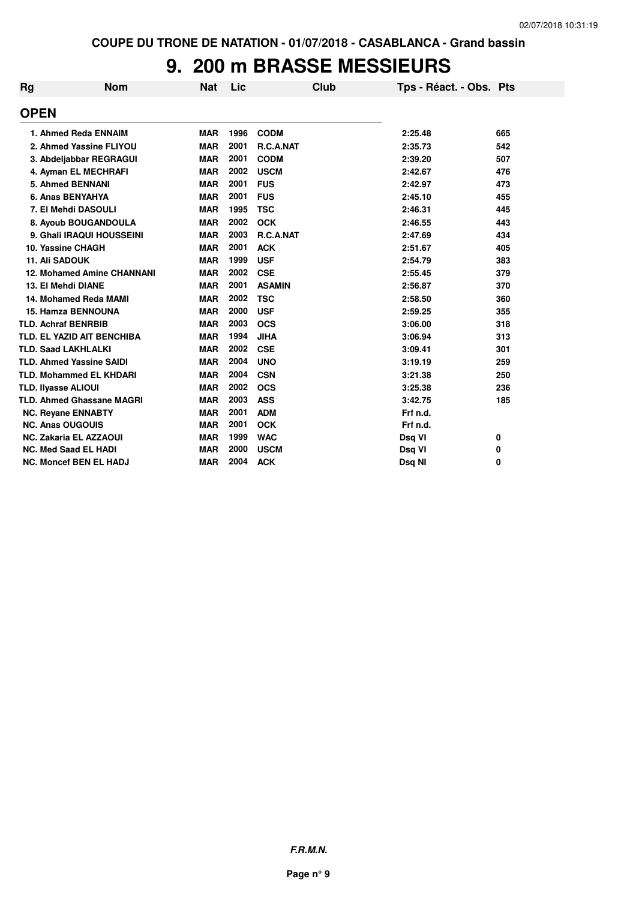COUPE DU TRONE DE NATATION - 01/07/2018 - CASABLANCA - Grand bassin

# 9. 200 m BRASSE MESSIEURS

| Rg | Nom | Nat | Lic | Club | Tps - Réact. - Obs. | Pts |
|---|---|---|---|---|---|---|
| **OPEN** | | | | | | |
| 1. | Ahmed Reda ENNAIM | MAR | 1996 | CODM | 2:25.48 | 665 |
| 2. | Ahmed Yassine FLIYOU | MAR | 2001 | R.C.A.NAT | 2:35.73 | 542 |
| 3. | Abdeljabbar REGRAGUI | MAR | 2001 | CODM | 2:39.20 | 507 |
| 4. | Ayman EL MECHRAFI | MAR | 2002 | USCM | 2:42.67 | 476 |
| 5. | Ahmed BENNANI | MAR | 2001 | FUS | 2:42.97 | 473 |
| 6. | Anas BENYAHYA | MAR | 2001 | FUS | 2:45.10 | 455 |
| 7. | El Mehdi DASOULI | MAR | 1995 | TSC | 2:46.31 | 445 |
| 8. | Ayoub BOUGANDOULA | MAR | 2002 | OCK | 2:46.55 | 443 |
| 9. | Ghali IRAQUI HOUSSEINI | MAR | 2003 | R.C.A.NAT | 2:47.69 | 434 |
| 10. | Yassine CHAGH | MAR | 2001 | ACK | 2:51.67 | 405 |
| 11. | Ali SADOUK | MAR | 1999 | USF | 2:54.79 | 383 |
| 12. | Mohamed Amine CHANNANI | MAR | 2002 | CSE | 2:55.45 | 379 |
| 13. | El Mehdi DIANE | MAR | 2001 | ASAMIN | 2:56.87 | 370 |
| 14. | Mohamed Reda MAMI | MAR | 2002 | TSC | 2:58.50 | 360 |
| 15. | Hamza BENNOUNA | MAR | 2000 | USF | 2:59.25 | 355 |
| TLD. | Achraf BENRBIB | MAR | 2003 | OCS | 3:06.00 | 318 |
| TLD. | EL YAZID AIT BENCHIBA | MAR | 1994 | JIHA | 3:06.94 | 313 |
| TLD. | Saad LAKHLALKI | MAR | 2002 | CSE | 3:09.41 | 301 |
| TLD. | Ahmed Yassine SAIDI | MAR | 2004 | UNO | 3:19.19 | 259 |
| TLD. | Mohammed EL KHDARI | MAR | 2004 | CSN | 3:21.38 | 250 |
| TLD. | Ilyasse ALIOUI | MAR | 2002 | OCS | 3:25.38 | 236 |
| TLD. | Ahmed Ghassane MAGRI | MAR | 2003 | ASS | 3:42.75 | 185 |
| NC. | Reyane ENNABTY | MAR | 2001 | ADM | Frf n.d. | |
| NC. | Anas OUGOUIS | MAR | 2001 | OCK | Frf n.d. | |
| NC. | Zakaria EL AZZAOUI | MAR | 1999 | WAC | Dsq VI | 0 |
| NC. | Med Saad EL HADI | MAR | 2000 | USCM | Dsq VI | 0 |
| NC. | Moncef BEN EL HADJ | MAR | 2004 | ACK | Dsq NI | 0 |

*F.R.M.N.*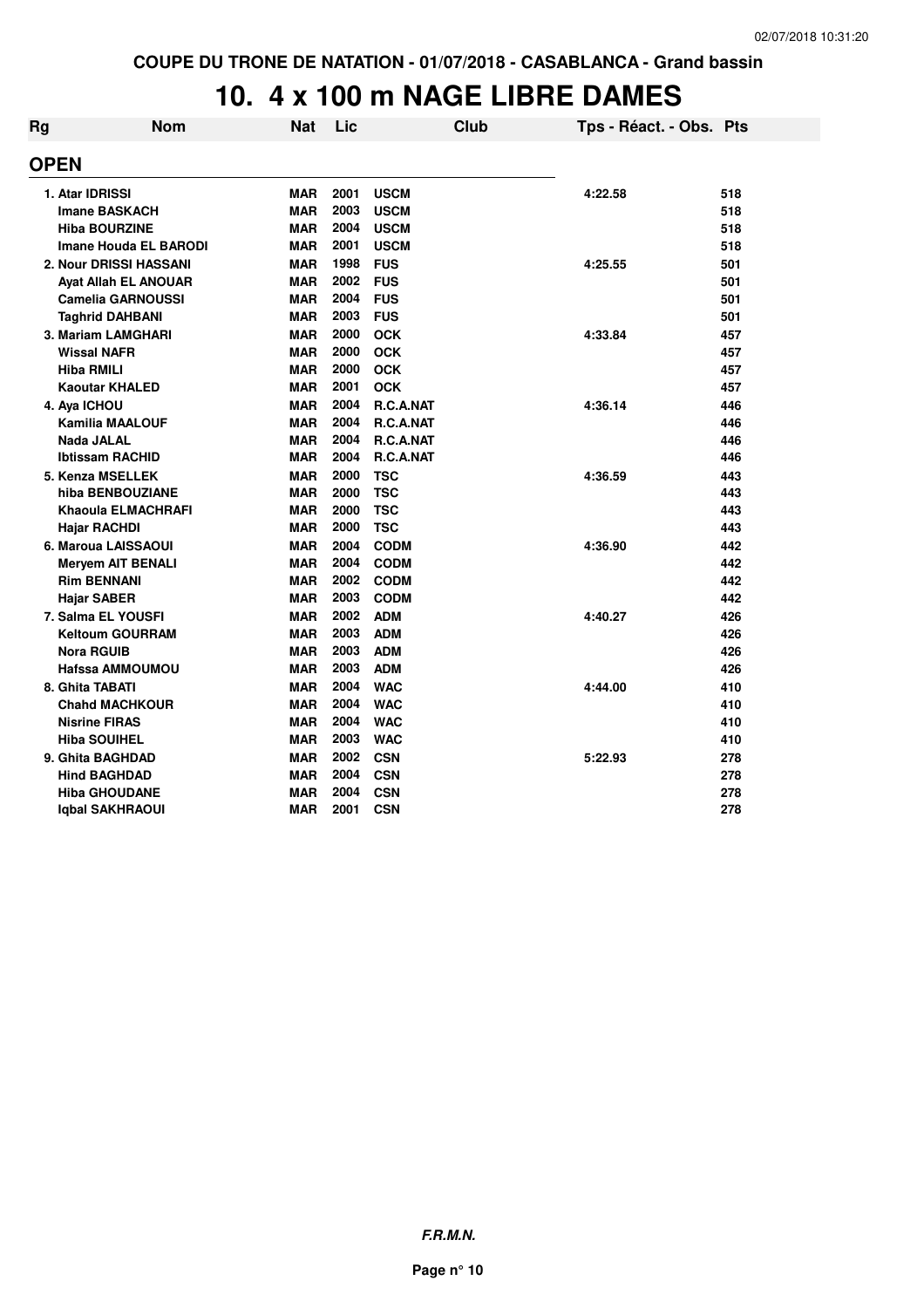COUPE DU TRONE DE NATATION - 01/07/2018 - CASABLANCA - Grand bassin

# 10. 4 x 100 m NAGE LIBRE DAMES

| Rg | Nom | Nat | Lic | Club | Tps - Réact. - Obs. | Pts |
|---|---|---|---|---|---|---|
| **OPEN** | | | | | | |
| 1. | Atar IDRISSI | MAR | 2001 | USCM | 4:22.58 | 518 |
| | Imane BASKACH | MAR | 2003 | USCM | | 518 |
| | Hiba BOURZINE | MAR | 2004 | USCM | | 518 |
| | Imane Houda EL BARODI | MAR | 2001 | USCM | | 518 |
| 2. | Nour DRISSI HASSANI | MAR | 1998 | FUS | 4:25.55 | 501 |
| | Ayat Allah EL ANOUAR | MAR | 2002 | FUS | | 501 |
| | Camelia GARNOUSSI | MAR | 2004 | FUS | | 501 |
| | Taghrid DAHBANI | MAR | 2003 | FUS | | 501 |
| 3. | Mariam LAMGHARI | MAR | 2000 | OCK | 4:33.84 | 457 |
| | Wissal NAFR | MAR | 2000 | OCK | | 457 |
| | Hiba RMILI | MAR | 2000 | OCK | | 457 |
| | Kaoutar KHALED | MAR | 2001 | OCK | | 457 |
| 4. | Aya ICHOU | MAR | 2004 | R.C.A.NAT | 4:36.14 | 446 |
| | Kamilia MAALOUF | MAR | 2004 | R.C.A.NAT | | 446 |
| | Nada JALAL | MAR | 2004 | R.C.A.NAT | | 446 |
| | Ibtissam RACHID | MAR | 2004 | R.C.A.NAT | | 446 |
| 5. | Kenza MSELLEK | MAR | 2000 | TSC | 4:36.59 | 443 |
| | hiba BENBOUZIANE | MAR | 2000 | TSC | | 443 |
| | Khaoula ELMACHRAFI | MAR | 2000 | TSC | | 443 |
| | Hajar RACHDI | MAR | 2000 | TSC | | 443 |
| 6. | Maroua LAISSAOUI | MAR | 2004 | CODM | 4:36.90 | 442 |
| | Meryem AIT BENALI | MAR | 2004 | CODM | | 442 |
| | Rim BENNANI | MAR | 2002 | CODM | | 442 |
| | Hajar SABER | MAR | 2003 | CODM | | 442 |
| 7. | Salma EL YOUSFI | MAR | 2002 | ADM | 4:40.27 | 426 |
| | Keltoum GOURRAM | MAR | 2003 | ADM | | 426 |
| | Nora RGUIB | MAR | 2003 | ADM | | 426 |
| | Hafssa AMMOUMOU | MAR | 2003 | ADM | | 426 |
| 8. | Ghita TABATI | MAR | 2004 | WAC | 4:44.00 | 410 |
| | Chahd MACHKOUR | MAR | 2004 | WAC | | 410 |
| | Nisrine FIRAS | MAR | 2004 | WAC | | 410 |
| | Hiba SOUIHEL | MAR | 2003 | WAC | | 410 |
| 9. | Ghita BAGHDAD | MAR | 2002 | CSN | 5:22.93 | 278 |
| | Hind BAGHDAD | MAR | 2004 | CSN | | 278 |
| | Hiba GHOUDANE | MAR | 2004 | CSN | | 278 |
| | Iqbal SAKHRAOUI | MAR | 2001 | CSN | | 278 |

*F.R.M.N.*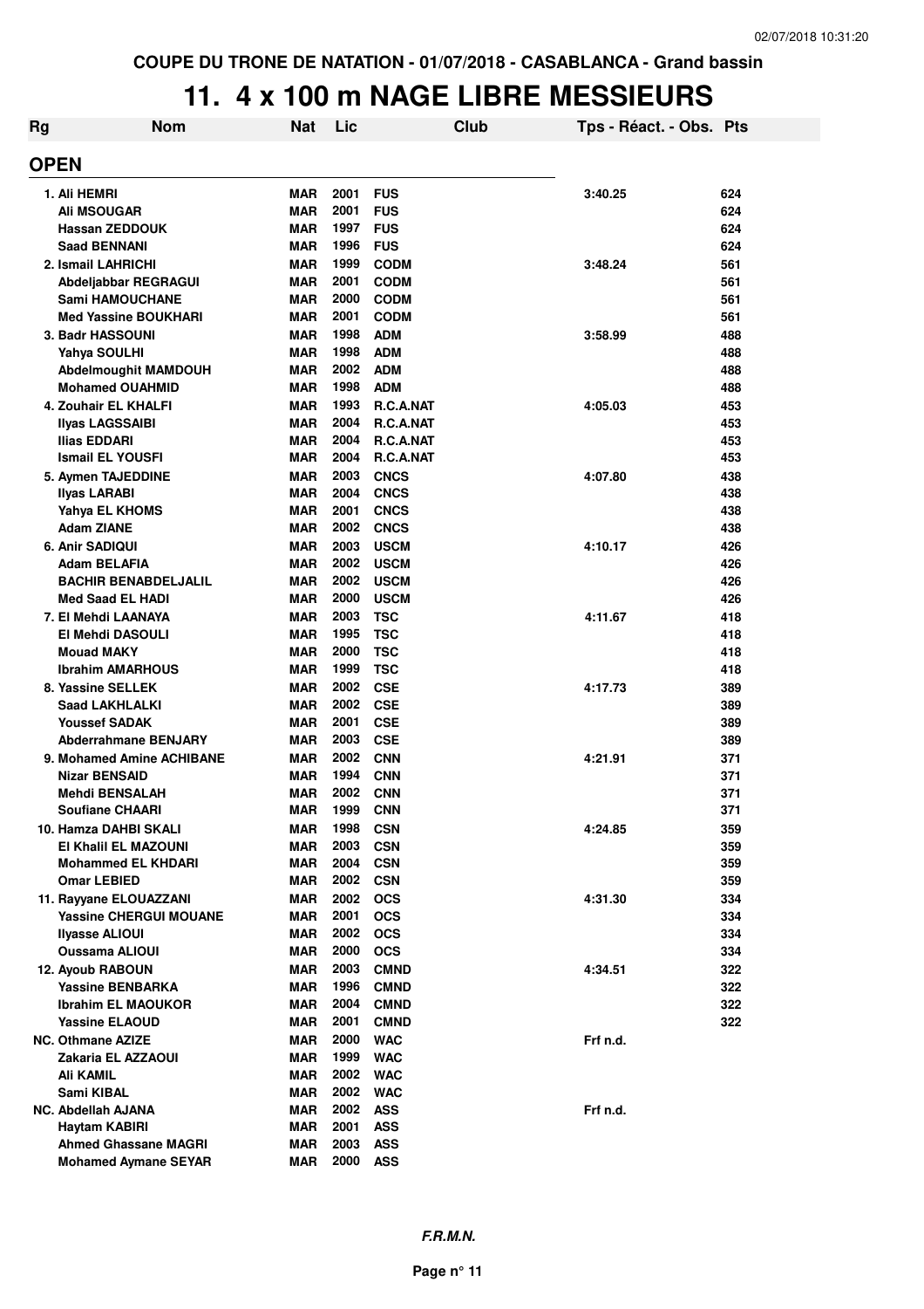COUPE DU TRONE DE NATATION - 01/07/2018 - CASABLANCA - Grand bassin

# 11. 4 x 100 m NAGE LIBRE MESSIEURS

## OPEN

| Rg | Nom | Nat | Lic | Club | Tps - Réact. - Obs. | Pts |
|---|---|---|---|---|---|---|
| 1. | Ali HEMRI | MAR | 2001 | FUS | 3:40.25 | 624 |
| | Ali MSOUGAR | MAR | 2001 | FUS | | 624 |
| | Hassan ZEDDOUK | MAR | 1997 | FUS | | 624 |
| | Saad BENNANI | MAR | 1996 | FUS | | 624 |
| 2. | Ismail LAHRICHI | MAR | 1999 | CODM | 3:48.24 | 561 |
| | Abdeljabbar REGRAGUI | MAR | 2001 | CODM | | 561 |
| | Sami HAMOUCHANE | MAR | 2000 | CODM | | 561 |
| | Med Yassine BOUKHARI | MAR | 2001 | CODM | | 561 |
| 3. | Badr HASSOUNI | MAR | 1998 | ADM | 3:58.99 | 488 |
| | Yahya SOULHI | MAR | 1998 | ADM | | 488 |
| | Abdelmoughit MAMDOUH | MAR | 2002 | ADM | | 488 |
| | Mohamed OUAHMID | MAR | 1998 | ADM | | 488 |
| 4. | Zouhair EL KHALFI | MAR | 1993 | R.C.A.NAT | 4:05.03 | 453 |
| | Ilyas LAGSSAIBI | MAR | 2004 | R.C.A.NAT | | 453 |
| | Ilias EDDARI | MAR | 2004 | R.C.A.NAT | | 453 |
| | Ismail EL YOUSFI | MAR | 2004 | R.C.A.NAT | | 453 |
| 5. | Aymen TAJEDDINE | MAR | 2003 | CNCS | 4:07.80 | 438 |
| | Ilyas LARABI | MAR | 2004 | CNCS | | 438 |
| | Yahya EL KHOMS | MAR | 2001 | CNCS | | 438 |
| | Adam ZIANE | MAR | 2002 | CNCS | | 438 |
| 6. | Anir SADIQUI | MAR | 2003 | USCM | 4:10.17 | 426 |
| | Adam BELAFIA | MAR | 2002 | USCM | | 426 |
| | BACHIR BENABDELJALIL | MAR | 2002 | USCM | | 426 |
| | Med Saad EL HADI | MAR | 2000 | USCM | | 426 |
| 7. | El Mehdi LAANAYA | MAR | 2003 | TSC | 4:11.67 | 418 |
| | El Mehdi DASOULI | MAR | 1995 | TSC | | 418 |
| | Mouad MAKY | MAR | 2000 | TSC | | 418 |
| | Ibrahim AMARHOUS | MAR | 1999 | TSC | | 418 |
| 8. | Yassine SELLEK | MAR | 2002 | CSE | 4:17.73 | 389 |
| | Saad LAKHLALKI | MAR | 2002 | CSE | | 389 |
| | Youssef SADAK | MAR | 2001 | CSE | | 389 |
| | Abderrahmane BENJARY | MAR | 2003 | CSE | | 389 |
| 9. | Mohamed Amine ACHIBANE | MAR | 2002 | CNN | 4:21.91 | 371 |
| | Nizar BENSAID | MAR | 1994 | CNN | | 371 |
| | Mehdi BENSALAH | MAR | 2002 | CNN | | 371 |
| | Soufiane CHAARI | MAR | 1999 | CNN | | 371 |
| 10. | Hamza DAHBI SKALI | MAR | 1998 | CSN | 4:24.85 | 359 |
| | El Khalil EL MAZOUNI | MAR | 2003 | CSN | | 359 |
| | Mohammed EL KHDARI | MAR | 2004 | CSN | | 359 |
| | Omar LEBIED | MAR | 2002 | CSN | | 359 |
| 11. | Rayyane ELOUAZZANI | MAR | 2002 | OCS | 4:31.30 | 334 |
| | Yassine CHERGUI MOUANE | MAR | 2001 | OCS | | 334 |
| | Ilyasse ALIOUI | MAR | 2002 | OCS | | 334 |
| | Oussama ALIOUI | MAR | 2000 | OCS | | 334 |
| 12. | Ayoub RABOUN | MAR | 2003 | CMND | 4:34.51 | 322 |
| | Yassine BENBARKA | MAR | 1996 | CMND | | 322 |
| | Ibrahim EL MAOUKOR | MAR | 2004 | CMND | | 322 |
| | Yassine ELAOUD | MAR | 2001 | CMND | | 322 |
| NC. | Othmane AZIZE | MAR | 2000 | WAC | Frf n.d. | |
| | Zakaria EL AZZAOUI | MAR | 1999 | WAC | | |
| | Ali KAMIL | MAR | 2002 | WAC | | |
| | Sami KIBAL | MAR | 2002 | WAC | | |
| NC. | Abdellah AJANA | MAR | 2002 | ASS | Frf n.d. | |
| | Haytam KABIRI | MAR | 2001 | ASS | | |
| | Ahmed Ghassane MAGRI | MAR | 2003 | ASS | | |
| | Mohamed Aymane SEYAR | MAR | 2000 | ASS | | |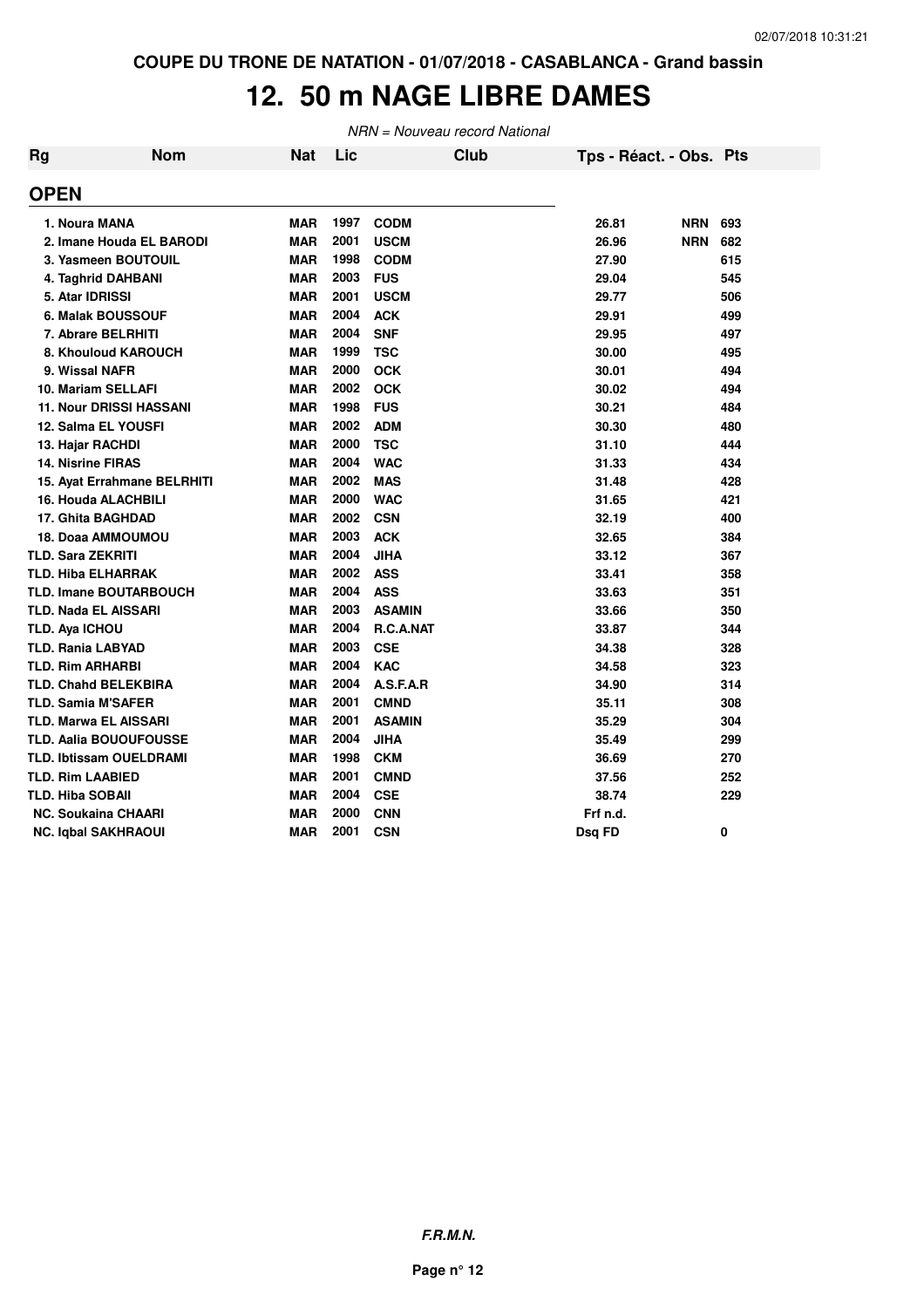COUPE DU TRONE DE NATATION - 01/07/2018 - CASABLANCA - Grand bassin

# 12. 50 m NAGE LIBRE DAMES

*NRN = Nouveau record National*

| Rg | Nom | Nat | Lic | Club | Tps - Réact. - Obs. | | Pts |
|---|---|---|---|---|---|---|---|
| **OPEN** | | | | | | | |
| 1. | Noura MANA | MAR | 1997 | CODM | 26.81 | NRN | 693 |
| 2. | Imane Houda EL BARODI | MAR | 2001 | USCM | 26.96 | NRN | 682 |
| 3. | Yasmeen BOUTOUIL | MAR | 1998 | CODM | 27.90 | | 615 |
| 4. | Taghrid DAHBANI | MAR | 2003 | FUS | 29.04 | | 545 |
| 5. | Atar IDRISSI | MAR | 2001 | USCM | 29.77 | | 506 |
| 6. | Malak BOUSSOUF | MAR | 2004 | ACK | 29.91 | | 499 |
| 7. | Abrare BELRHITI | MAR | 2004 | SNF | 29.95 | | 497 |
| 8. | Khouloud KAROUCH | MAR | 1999 | TSC | 30.00 | | 495 |
| 9. | Wissal NAFR | MAR | 2000 | OCK | 30.01 | | 494 |
| 10. | Mariam SELLAFI | MAR | 2002 | OCK | 30.02 | | 494 |
| 11. | Nour DRISSI HASSANI | MAR | 1998 | FUS | 30.21 | | 484 |
| 12. | Salma EL YOUSFI | MAR | 2002 | ADM | 30.30 | | 480 |
| 13. | Hajar RACHDI | MAR | 2000 | TSC | 31.10 | | 444 |
| 14. | Nisrine FIRAS | MAR | 2004 | WAC | 31.33 | | 434 |
| 15. | Ayat Errahmane BELRHITI | MAR | 2002 | MAS | 31.48 | | 428 |
| 16. | Houda ALACHBILI | MAR | 2000 | WAC | 31.65 | | 421 |
| 17. | Ghita BAGHDAD | MAR | 2002 | CSN | 32.19 | | 400 |
| 18. | Doaa AMMOUMOU | MAR | 2003 | ACK | 32.65 | | 384 |
| TLD. | Sara ZEKRITI | MAR | 2004 | JIHA | 33.12 | | 367 |
| TLD. | Hiba ELHARRAK | MAR | 2002 | ASS | 33.41 | | 358 |
| TLD. | Imane BOUTARBOUCH | MAR | 2004 | ASS | 33.63 | | 351 |
| TLD. | Nada EL AISSARI | MAR | 2003 | ASAMIN | 33.66 | | 350 |
| TLD. | Aya ICHOU | MAR | 2004 | R.C.A.NAT | 33.87 | | 344 |
| TLD. | Rania LABYAD | MAR | 2003 | CSE | 34.38 | | 328 |
| TLD. | Rim ARHARBI | MAR | 2004 | KAC | 34.58 | | 323 |
| TLD. | Chahd BELEKBIRA | MAR | 2004 | A.S.F.A.R | 34.90 | | 314 |
| TLD. | Samia M'SAFER | MAR | 2001 | CMND | 35.11 | | 308 |
| TLD. | Marwa EL AISSARI | MAR | 2001 | ASAMIN | 35.29 | | 304 |
| TLD. | Aalia BOUOUFOUSSE | MAR | 2004 | JIHA | 35.49 | | 299 |
| TLD. | Ibtissam OUELDRAMI | MAR | 1998 | CKM | 36.69 | | 270 |
| TLD. | Rim LAABIED | MAR | 2001 | CMND | 37.56 | | 252 |
| TLD. | Hiba SOBAII | MAR | 2004 | CSE | 38.74 | | 229 |
| NC. | Soukaina CHAARI | MAR | 2000 | CNN | Frf n.d. | | |
| NC. | Iqbal SAKHRAOUI | MAR | 2001 | CSN | Dsq FD | | 0 |

**F.R.M.N.**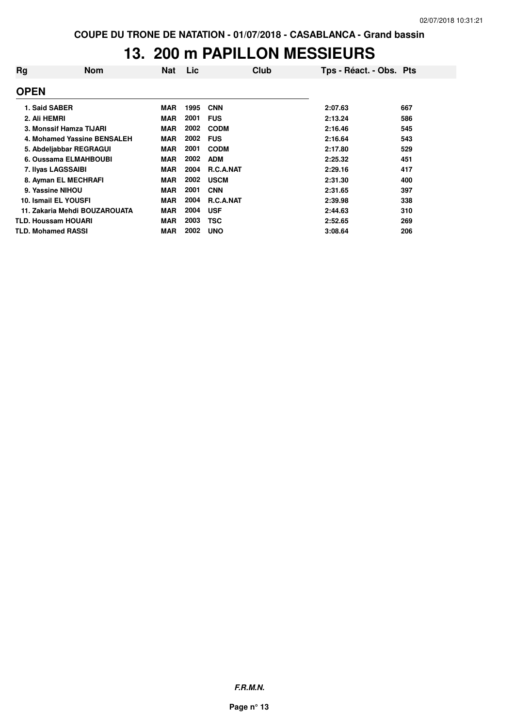COUPE DU TRONE DE NATATION - 01/07/2018 - CASABLANCA - Grand bassin

# 13. 200 m PAPILLON MESSIEURS

| Rg | Nom | Nat | Lic | Club | Tps - Réact. - Obs. | Pts |
|---|---|---|---|---|---|---|
| **OPEN** | | | | | | |
| 1. | Said SABER | MAR | 1995 | CNN | 2:07.63 | 667 |
| 2. | Ali HEMRI | MAR | 2001 | FUS | 2:13.24 | 586 |
| 3. | Monssif Hamza TIJARI | MAR | 2002 | CODM | 2:16.46 | 545 |
| 4. | Mohamed Yassine BENSALEH | MAR | 2002 | FUS | 2:16.64 | 543 |
| 5. | Abdeljabbar REGRAGUI | MAR | 2001 | CODM | 2:17.80 | 529 |
| 6. | Oussama ELMAHBOUBI | MAR | 2002 | ADM | 2:25.32 | 451 |
| 7. | Ilyas LAGSSAIBI | MAR | 2004 | R.C.A.NAT | 2:29.16 | 417 |
| 8. | Ayman EL MECHRAFI | MAR | 2002 | USCM | 2:31.30 | 400 |
| 9. | Yassine NIHOU | MAR | 2001 | CNN | 2:31.65 | 397 |
| 10. | Ismail EL YOUSFI | MAR | 2004 | R.C.A.NAT | 2:39.98 | 338 |
| 11. | Zakaria Mehdi BOUZAROUATA | MAR | 2004 | USF | 2:44.63 | 310 |
| TLD. | Houssam HOUARI | MAR | 2003 | TSC | 2:52.65 | 269 |
| TLD. | Mohamed RASSI | MAR | 2002 | UNO | 3:08.64 | 206 |

***F.R.M.N.***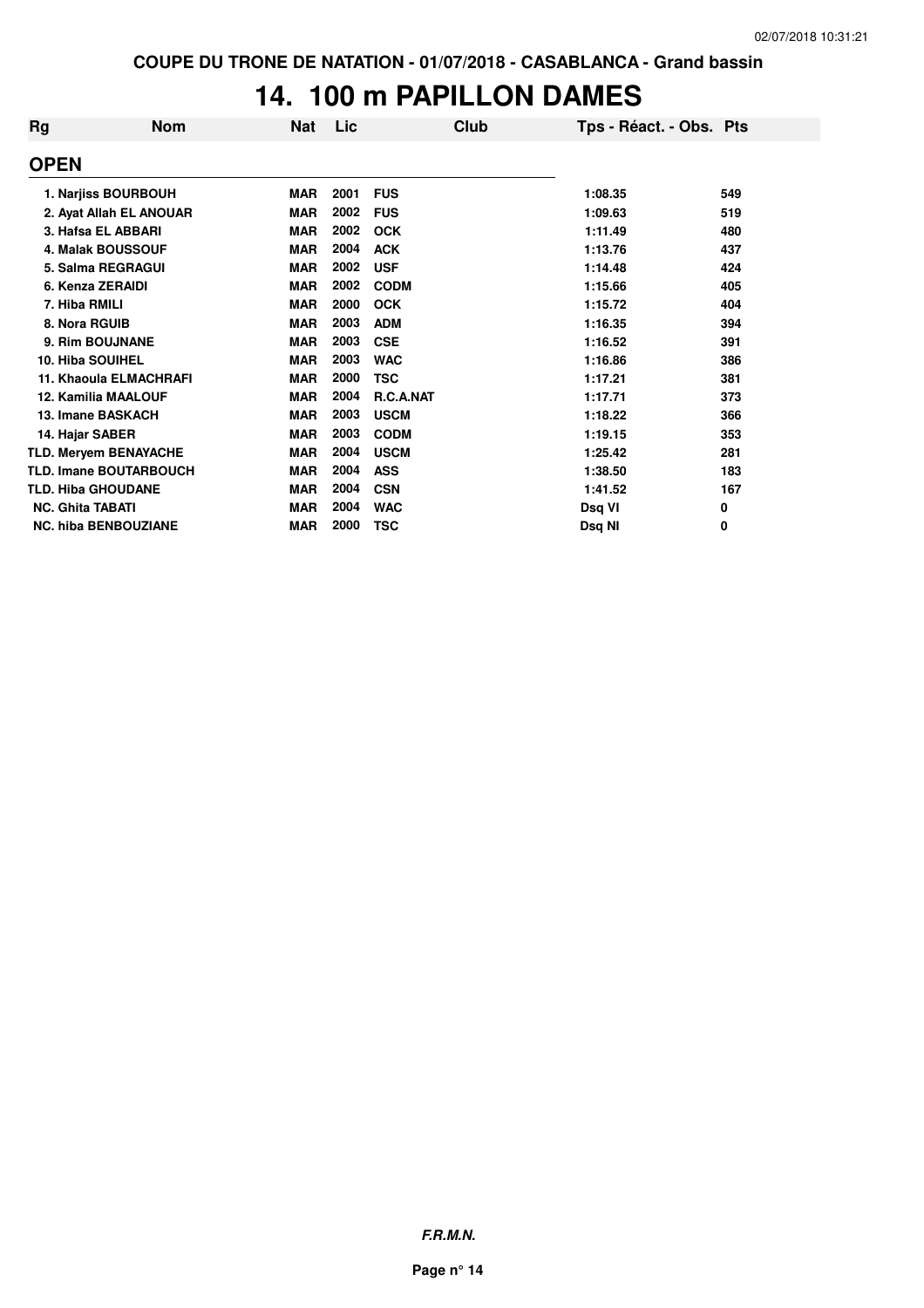COUPE DU TRONE DE NATATION - 01/07/2018 - CASABLANCA - Grand bassin

# 14. 100 m PAPILLON DAMES

| Rg | Nom | Nat | Lic | Club | Tps - Réact. - Obs. | Pts |
|---|---|---|---|---|---|---|
| **OPEN** | | | | | | |
| 1. | Narjiss BOURBOUH | MAR | 2001 | FUS | 1:08.35 | 549 |
| 2. | Ayat Allah EL ANOUAR | MAR | 2002 | FUS | 1:09.63 | 519 |
| 3. | Hafsa EL ABBARI | MAR | 2002 | OCK | 1:11.49 | 480 |
| 4. | Malak BOUSSOUF | MAR | 2004 | ACK | 1:13.76 | 437 |
| 5. | Salma REGRAGUI | MAR | 2002 | USF | 1:14.48 | 424 |
| 6. | Kenza ZERAIDI | MAR | 2002 | CODM | 1:15.66 | 405 |
| 7. | Hiba RMILI | MAR | 2000 | OCK | 1:15.72 | 404 |
| 8. | Nora RGUIB | MAR | 2003 | ADM | 1:16.35 | 394 |
| 9. | Rim BOUJNANE | MAR | 2003 | CSE | 1:16.52 | 391 |
| 10. | Hiba SOUIHEL | MAR | 2003 | WAC | 1:16.86 | 386 |
| 11. | Khaoula ELMACHRAFI | MAR | 2000 | TSC | 1:17.21 | 381 |
| 12. | Kamilia MAALOUF | MAR | 2004 | R.C.A.NAT | 1:17.71 | 373 |
| 13. | Imane BASKACH | MAR | 2003 | USCM | 1:18.22 | 366 |
| 14. | Hajar SABER | MAR | 2003 | CODM | 1:19.15 | 353 |
| TLD. | Meryem BENAYACHE | MAR | 2004 | USCM | 1:25.42 | 281 |
| TLD. | Imane BOUTARBOUCH | MAR | 2004 | ASS | 1:38.50 | 183 |
| TLD. | Hiba GHOUDANE | MAR | 2004 | CSN | 1:41.52 | 167 |
| NC. | Ghita TABATI | MAR | 2004 | WAC | Dsq VI | 0 |
| NC. | hiba BENBOUZIANE | MAR | 2000 | TSC | Dsq NI | 0 |

*F.R.M.N.*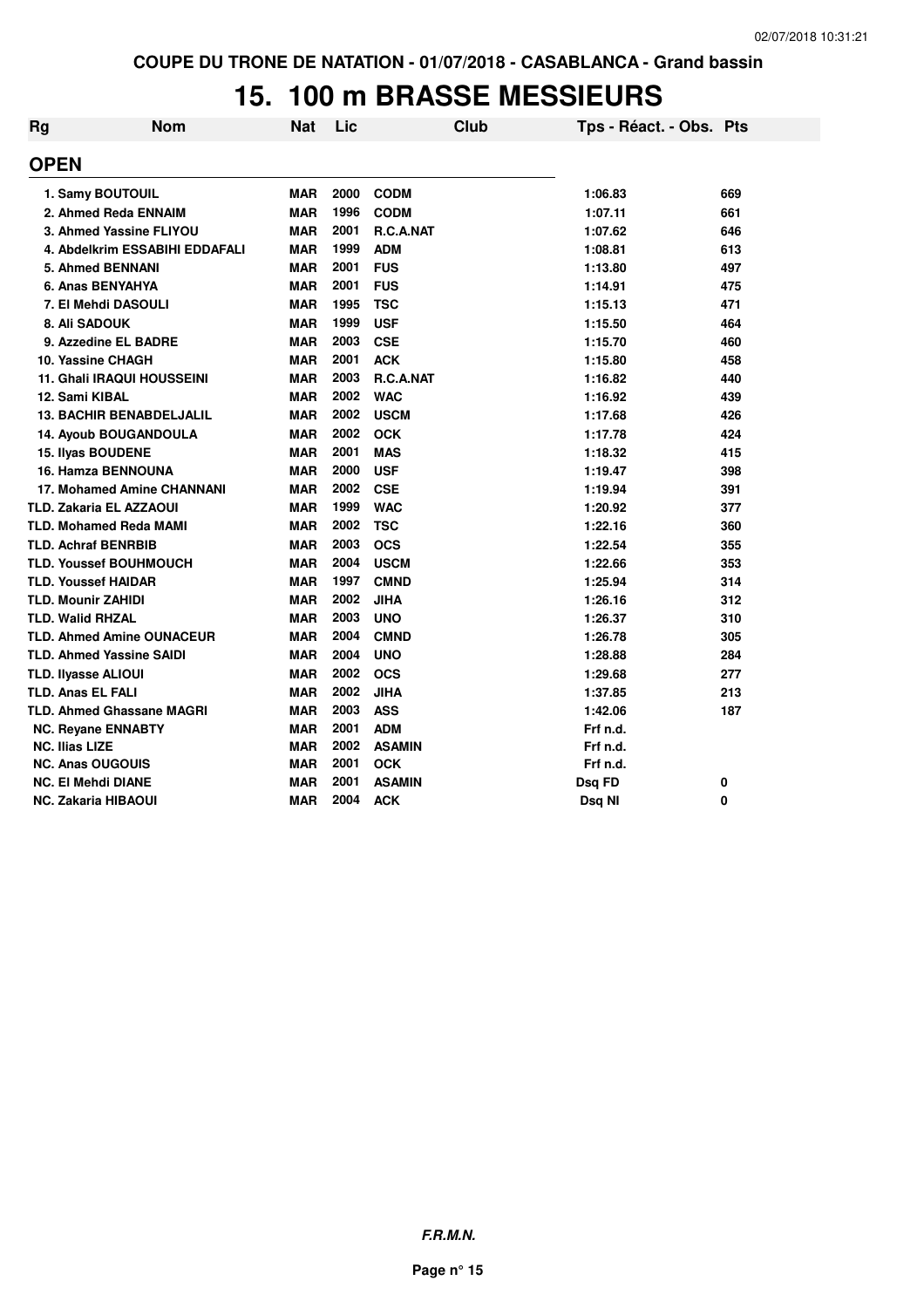COUPE DU TRONE DE NATATION - 01/07/2018 - CASABLANCA - Grand bassin

# 15. 100 m BRASSE MESSIEURS

| Rg | Nom | Nat | Lic | Club | Tps - Réact. - Obs. | Pts |
|---|---|---|---|---|---|---|
| **OPEN** | | | | | | |
| 1. | Samy BOUTOUIL | MAR | 2000 | CODM | 1:06.83 | 669 |
| 2. | Ahmed Reda ENNAIM | MAR | 1996 | CODM | 1:07.11 | 661 |
| 3. | Ahmed Yassine FLIYOU | MAR | 2001 | R.C.A.NAT | 1:07.62 | 646 |
| 4. | Abdelkrim ESSABIHI EDDAFALI | MAR | 1999 | ADM | 1:08.81 | 613 |
| 5. | Ahmed BENNANI | MAR | 2001 | FUS | 1:13.80 | 497 |
| 6. | Anas BENYAHYA | MAR | 2001 | FUS | 1:14.91 | 475 |
| 7. | El Mehdi DASOULI | MAR | 1995 | TSC | 1:15.13 | 471 |
| 8. | Ali SADOUK | MAR | 1999 | USF | 1:15.50 | 464 |
| 9. | Azzedine EL BADRE | MAR | 2003 | CSE | 1:15.70 | 460 |
| 10. | Yassine CHAGH | MAR | 2001 | ACK | 1:15.80 | 458 |
| 11. | Ghali IRAQUI HOUSSEINI | MAR | 2003 | R.C.A.NAT | 1:16.82 | 440 |
| 12. | Sami KIBAL | MAR | 2002 | WAC | 1:16.92 | 439 |
| 13. | BACHIR BENABDELJALIL | MAR | 2002 | USCM | 1:17.68 | 426 |
| 14. | Ayoub BOUGANDOULA | MAR | 2002 | OCK | 1:17.78 | 424 |
| 15. | Ilyas BOUDENE | MAR | 2001 | MAS | 1:18.32 | 415 |
| 16. | Hamza BENNOUNA | MAR | 2000 | USF | 1:19.47 | 398 |
| 17. | Mohamed Amine CHANNANI | MAR | 2002 | CSE | 1:19.94 | 391 |
| TLD. | Zakaria EL AZZAOUI | MAR | 1999 | WAC | 1:20.92 | 377 |
| TLD. | Mohamed Reda MAMI | MAR | 2002 | TSC | 1:22.16 | 360 |
| TLD. | Achraf BENRBIB | MAR | 2003 | OCS | 1:22.54 | 355 |
| TLD. | Youssef BOUHMOUCH | MAR | 2004 | USCM | 1:22.66 | 353 |
| TLD. | Youssef HAIDAR | MAR | 1997 | CMND | 1:25.94 | 314 |
| TLD. | Mounir ZAHIDI | MAR | 2002 | JIHA | 1:26.16 | 312 |
| TLD. | Walid RHZAL | MAR | 2003 | UNO | 1:26.37 | 310 |
| TLD. | Ahmed Amine OUNACEUR | MAR | 2004 | CMND | 1:26.78 | 305 |
| TLD. | Ahmed Yassine SAIDI | MAR | 2004 | UNO | 1:28.88 | 284 |
| TLD. | Ilyasse ALIOUI | MAR | 2002 | OCS | 1:29.68 | 277 |
| TLD. | Anas EL FALI | MAR | 2002 | JIHA | 1:37.85 | 213 |
| TLD. | Ahmed Ghassane MAGRI | MAR | 2003 | ASS | 1:42.06 | 187 |
| NC. | Reyane ENNABTY | MAR | 2001 | ADM | Frf n.d. | |
| NC. | Ilias LIZE | MAR | 2002 | ASAMIN | Frf n.d. | |
| NC. | Anas OUGOUIS | MAR | 2001 | OCK | Frf n.d. | |
| NC. | El Mehdi DIANE | MAR | 2001 | ASAMIN | Dsq FD | 0 |
| NC. | Zakaria HIBAOUI | MAR | 2004 | ACK | Dsq NI | 0 |

F.R.M.N.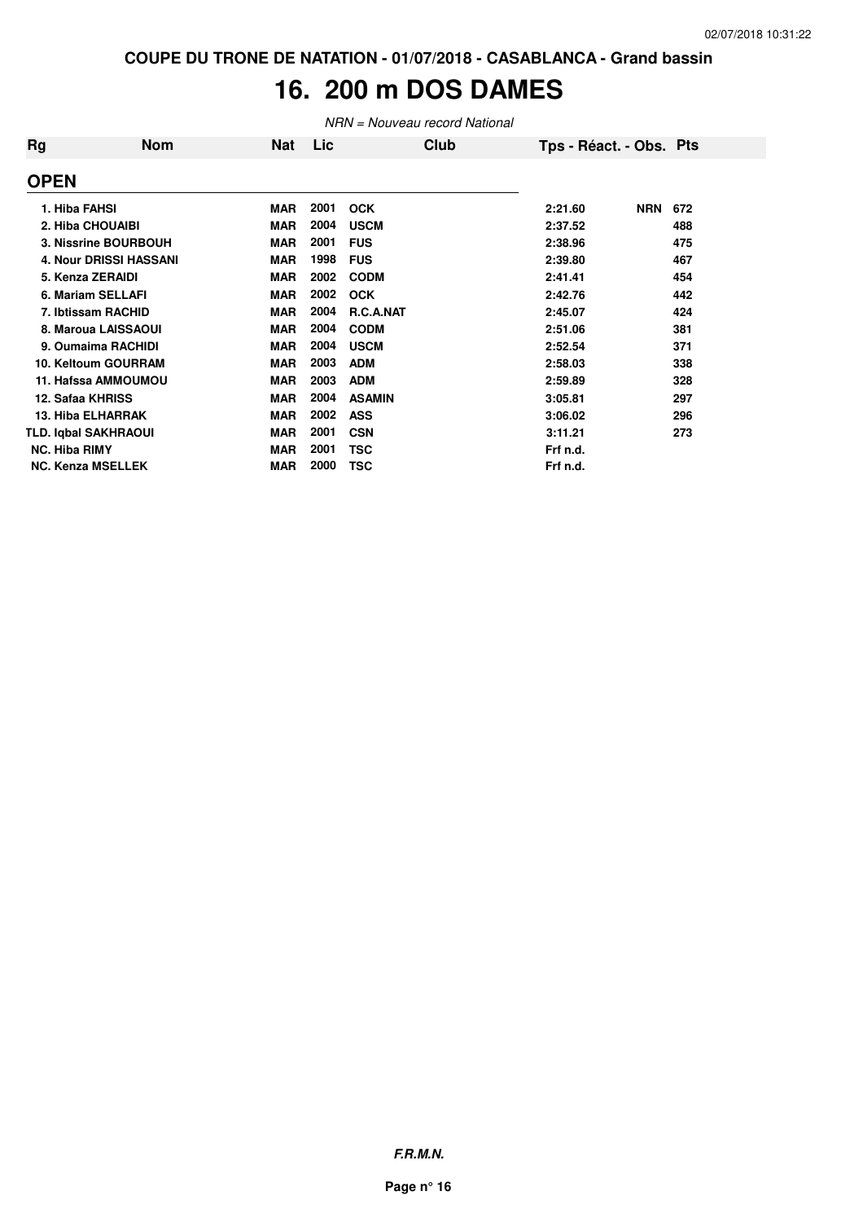COUPE DU TRONE DE NATATION - 01/07/2018 - CASABLANCA - Grand bassin

# 16. 200 m DOS DAMES

*NRN = Nouveau record National*

| Rg | Nom | Nat | Lic | Club | Tps - Réact. - Obs. | | Pts |
|---|---|---|---|---|---|---|---|
| **OPEN** | | | | | | | |
| 1. | Hiba FAHSI | MAR | 2001 | OCK | 2:21.60 | NRN | 672 |
| 2. | Hiba CHOUAIBI | MAR | 2004 | USCM | 2:37.52 | | 488 |
| 3. | Nissrine BOURBOUH | MAR | 2001 | FUS | 2:38.96 | | 475 |
| 4. | Nour DRISSI HASSANI | MAR | 1998 | FUS | 2:39.80 | | 467 |
| 5. | Kenza ZERAIDI | MAR | 2002 | CODM | 2:41.41 | | 454 |
| 6. | Mariam SELLAFI | MAR | 2002 | OCK | 2:42.76 | | 442 |
| 7. | Ibtissam RACHID | MAR | 2004 | R.C.A.NAT | 2:45.07 | | 424 |
| 8. | Maroua LAISSAOUI | MAR | 2004 | CODM | 2:51.06 | | 381 |
| 9. | Oumaima RACHIDI | MAR | 2004 | USCM | 2:52.54 | | 371 |
| 10. | Keltoum GOURRAM | MAR | 2003 | ADM | 2:58.03 | | 338 |
| 11. | Hafssa AMMOUMOU | MAR | 2003 | ADM | 2:59.89 | | 328 |
| 12. | Safaa KHRISS | MAR | 2004 | ASAMIN | 3:05.81 | | 297 |
| 13. | Hiba ELHARRAK | MAR | 2002 | ASS | 3:06.02 | | 296 |
| TLD. | Iqbal SAKHRAOUI | MAR | 2001 | CSN | 3:11.21 | | 273 |
| NC. | Hiba RIMY | MAR | 2001 | TSC | Frf n.d. | | |
| NC. | Kenza MSELLEK | MAR | 2000 | TSC | Frf n.d. | | |

***F.R.M.N.***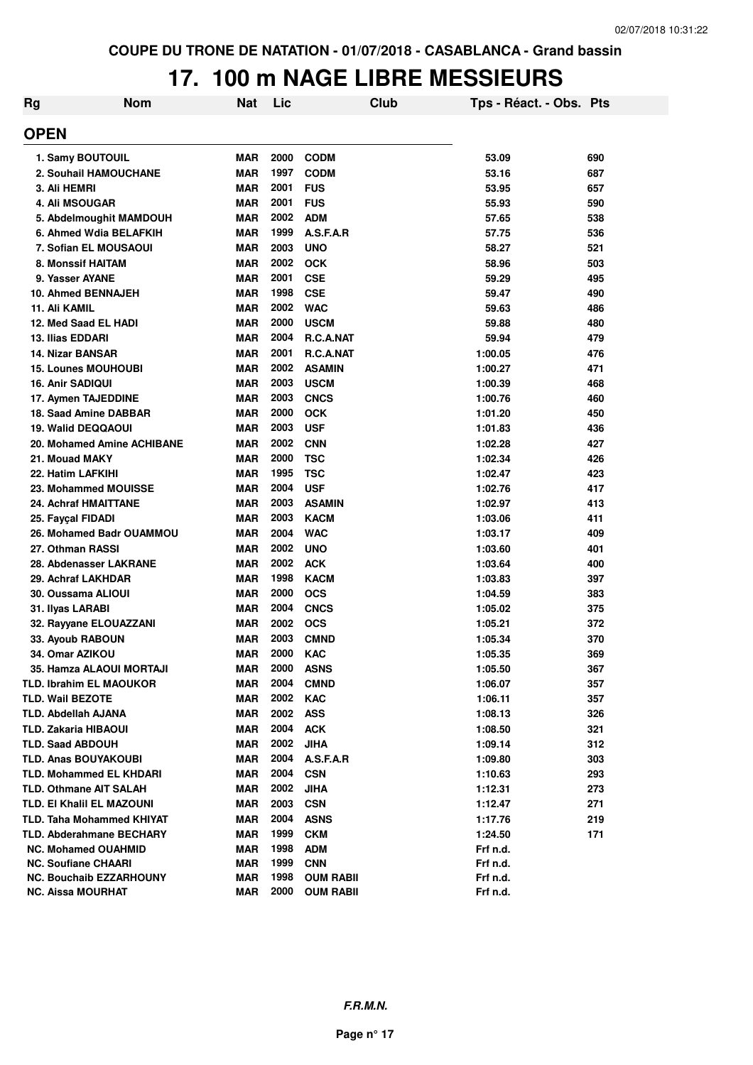COUPE DU TRONE DE NATATION - 01/07/2018 - CASABLANCA - Grand bassin

# 17. 100 m NAGE LIBRE MESSIEURS

| Rg | Nom | Nat | Lic | Club | Tps - Réact. - Obs. | Pts |
|---|---|---|---|---|---|---|
| **OPEN** | | | | | | |
| 1. | Samy BOUTOUIL | MAR | 2000 | CODM | 53.09 | 690 |
| 2. | Souhail HAMOUCHANE | MAR | 1997 | CODM | 53.16 | 687 |
| 3. | Ali HEMRI | MAR | 2001 | FUS | 53.95 | 657 |
| 4. | Ali MSOUGAR | MAR | 2001 | FUS | 55.93 | 590 |
| 5. | Abdelmoughit MAMDOUH | MAR | 2002 | ADM | 57.65 | 538 |
| 6. | Ahmed Wdia BELAFKIH | MAR | 1999 | A.S.F.A.R | 57.75 | 536 |
| 7. | Sofian EL MOUSAOUI | MAR | 2003 | UNO | 58.27 | 521 |
| 8. | Monssif HAITAM | MAR | 2002 | OCK | 58.96 | 503 |
| 9. | Yasser AYANE | MAR | 2001 | CSE | 59.29 | 495 |
| 10. | Ahmed BENNAJEH | MAR | 1998 | CSE | 59.47 | 490 |
| 11. | Ali KAMIL | MAR | 2002 | WAC | 59.63 | 486 |
| 12. | Med Saad EL HADI | MAR | 2000 | USCM | 59.88 | 480 |
| 13. | Ilias EDDARI | MAR | 2004 | R.C.A.NAT | 59.94 | 479 |
| 14. | Nizar BANSAR | MAR | 2001 | R.C.A.NAT | 1:00.05 | 476 |
| 15. | Lounes MOUHOUBI | MAR | 2002 | ASAMIN | 1:00.27 | 471 |
| 16. | Anir SADIQUI | MAR | 2003 | USCM | 1:00.39 | 468 |
| 17. | Aymen TAJEDDINE | MAR | 2003 | CNCS | 1:00.76 | 460 |
| 18. | Saad Amine DABBAR | MAR | 2000 | OCK | 1:01.20 | 450 |
| 19. | Walid DEQQAOUI | MAR | 2003 | USF | 1:01.83 | 436 |
| 20. | Mohamed Amine ACHIBANE | MAR | 2002 | CNN | 1:02.28 | 427 |
| 21. | Mouad MAKY | MAR | 2000 | TSC | 1:02.34 | 426 |
| 22. | Hatim LAFKIHI | MAR | 1995 | TSC | 1:02.47 | 423 |
| 23. | Mohammed MOUISSE | MAR | 2004 | USF | 1:02.76 | 417 |
| 24. | Achraf HMAITTANE | MAR | 2003 | ASAMIN | 1:02.97 | 413 |
| 25. | Fayçal FIDADI | MAR | 2003 | KACM | 1:03.06 | 411 |
| 26. | Mohamed Badr OUAMMOU | MAR | 2004 | WAC | 1:03.17 | 409 |
| 27. | Othman RASSI | MAR | 2002 | UNO | 1:03.60 | 401 |
| 28. | Abdenasser LAKRANE | MAR | 2002 | ACK | 1:03.64 | 400 |
| 29. | Achraf LAKHDAR | MAR | 1998 | KACM | 1:03.83 | 397 |
| 30. | Oussama ALIOUI | MAR | 2000 | OCS | 1:04.59 | 383 |
| 31. | Ilyas LARABI | MAR | 2004 | CNCS | 1:05.02 | 375 |
| 32. | Rayyane ELOUAZZANI | MAR | 2002 | OCS | 1:05.21 | 372 |
| 33. | Ayoub RABOUN | MAR | 2003 | CMND | 1:05.34 | 370 |
| 34. | Omar AZIKOU | MAR | 2000 | KAC | 1:05.35 | 369 |
| 35. | Hamza ALAOUI MORTAJI | MAR | 2000 | ASNS | 1:05.50 | 367 |
| TLD. | Ibrahim EL MAOUKOR | MAR | 2004 | CMND | 1:06.07 | 357 |
| TLD. | Wail BEZOTE | MAR | 2002 | KAC | 1:06.11 | 357 |
| TLD. | Abdellah AJANA | MAR | 2002 | ASS | 1:08.13 | 326 |
| TLD. | Zakaria HIBAOUI | MAR | 2004 | ACK | 1:08.50 | 321 |
| TLD. | Saad ABDOUH | MAR | 2002 | JIHA | 1:09.14 | 312 |
| TLD. | Anas BOUYAKOUBI | MAR | 2004 | A.S.F.A.R | 1:09.80 | 303 |
| TLD. | Mohammed EL KHDARI | MAR | 2004 | CSN | 1:10.63 | 293 |
| TLD. | Othmane AIT SALAH | MAR | 2002 | JIHA | 1:12.31 | 273 |
| TLD. | El Khalil EL MAZOUNI | MAR | 2003 | CSN | 1:12.47 | 271 |
| TLD. | Taha Mohammed KHIYAT | MAR | 2004 | ASNS | 1:17.76 | 219 |
| TLD. | Abderahmane BECHARY | MAR | 1999 | CKM | 1:24.50 | 171 |
| NC. | Mohamed OUAHMID | MAR | 1998 | ADM | Frf n.d. | |
| NC. | Soufiane CHAARI | MAR | 1999 | CNN | Frf n.d. | |
| NC. | Bouchaib EZZARHOUNY | MAR | 1998 | OUM RABII | Frf n.d. | |
| NC. | Aissa MOURHAT | MAR | 2000 | OUM RABII | Frf n.d. | |

*F.R.M.N.*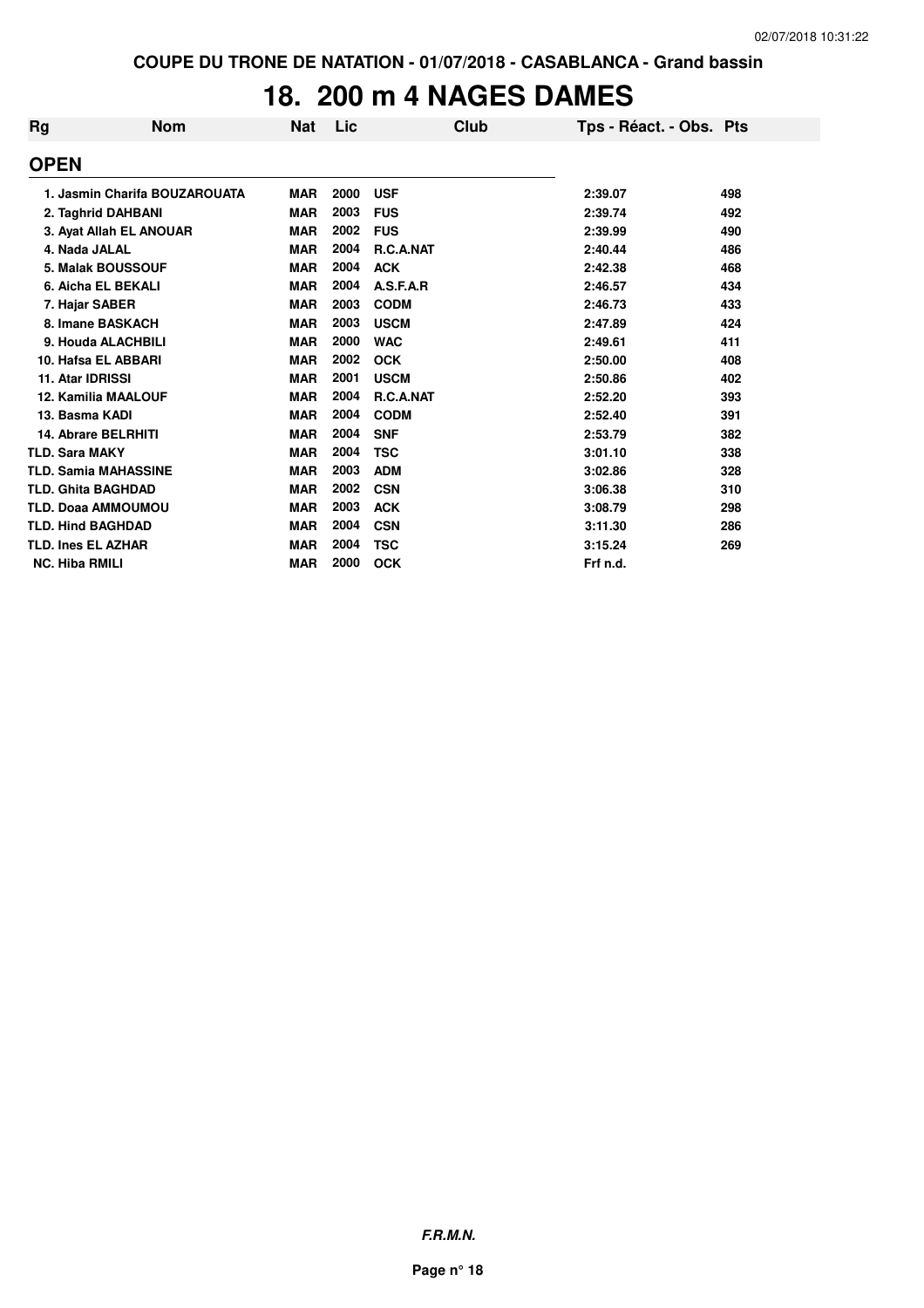COUPE DU TRONE DE NATATION - 01/07/2018 - CASABLANCA - Grand bassin

# 18. 200 m 4 NAGES DAMES

| Rg | Nom | Nat | Lic | Club | Tps - Réact. - Obs. | Pts |
|---|---|---|---|---|---|---|
| **OPEN** | | | | | | |
| 1. | Jasmin Charifa BOUZAROUATA | MAR | 2000 | USF | 2:39.07 | 498 |
| 2. | Taghrid DAHBANI | MAR | 2003 | FUS | 2:39.74 | 492 |
| 3. | Ayat Allah EL ANOUAR | MAR | 2002 | FUS | 2:39.99 | 490 |
| 4. | Nada JALAL | MAR | 2004 | R.C.A.NAT | 2:40.44 | 486 |
| 5. | Malak BOUSSOUF | MAR | 2004 | ACK | 2:42.38 | 468 |
| 6. | Aicha EL BEKALI | MAR | 2004 | A.S.F.A.R | 2:46.57 | 434 |
| 7. | Hajar SABER | MAR | 2003 | CODM | 2:46.73 | 433 |
| 8. | Imane BASKACH | MAR | 2003 | USCM | 2:47.89 | 424 |
| 9. | Houda ALACHBILI | MAR | 2000 | WAC | 2:49.61 | 411 |
| 10. | Hafsa EL ABBARI | MAR | 2002 | OCK | 2:50.00 | 408 |
| 11. | Atar IDRISSI | MAR | 2001 | USCM | 2:50.86 | 402 |
| 12. | Kamilia MAALOUF | MAR | 2004 | R.C.A.NAT | 2:52.20 | 393 |
| 13. | Basma KADI | MAR | 2004 | CODM | 2:52.40 | 391 |
| 14. | Abrare BELRHITI | MAR | 2004 | SNF | 2:53.79 | 382 |
| TLD. | Sara MAKY | MAR | 2004 | TSC | 3:01.10 | 338 |
| TLD. | Samia MAHASSINE | MAR | 2003 | ADM | 3:02.86 | 328 |
| TLD. | Ghita BAGHDAD | MAR | 2002 | CSN | 3:06.38 | 310 |
| TLD. | Doaa AMMOUMOU | MAR | 2003 | ACK | 3:08.79 | 298 |
| TLD. | Hind BAGHDAD | MAR | 2004 | CSN | 3:11.30 | 286 |
| TLD. | Ines EL AZHAR | MAR | 2004 | TSC | 3:15.24 | 269 |
| NC. | Hiba RMILI | MAR | 2000 | OCK | Frf n.d. | |

*F.R.M.N.*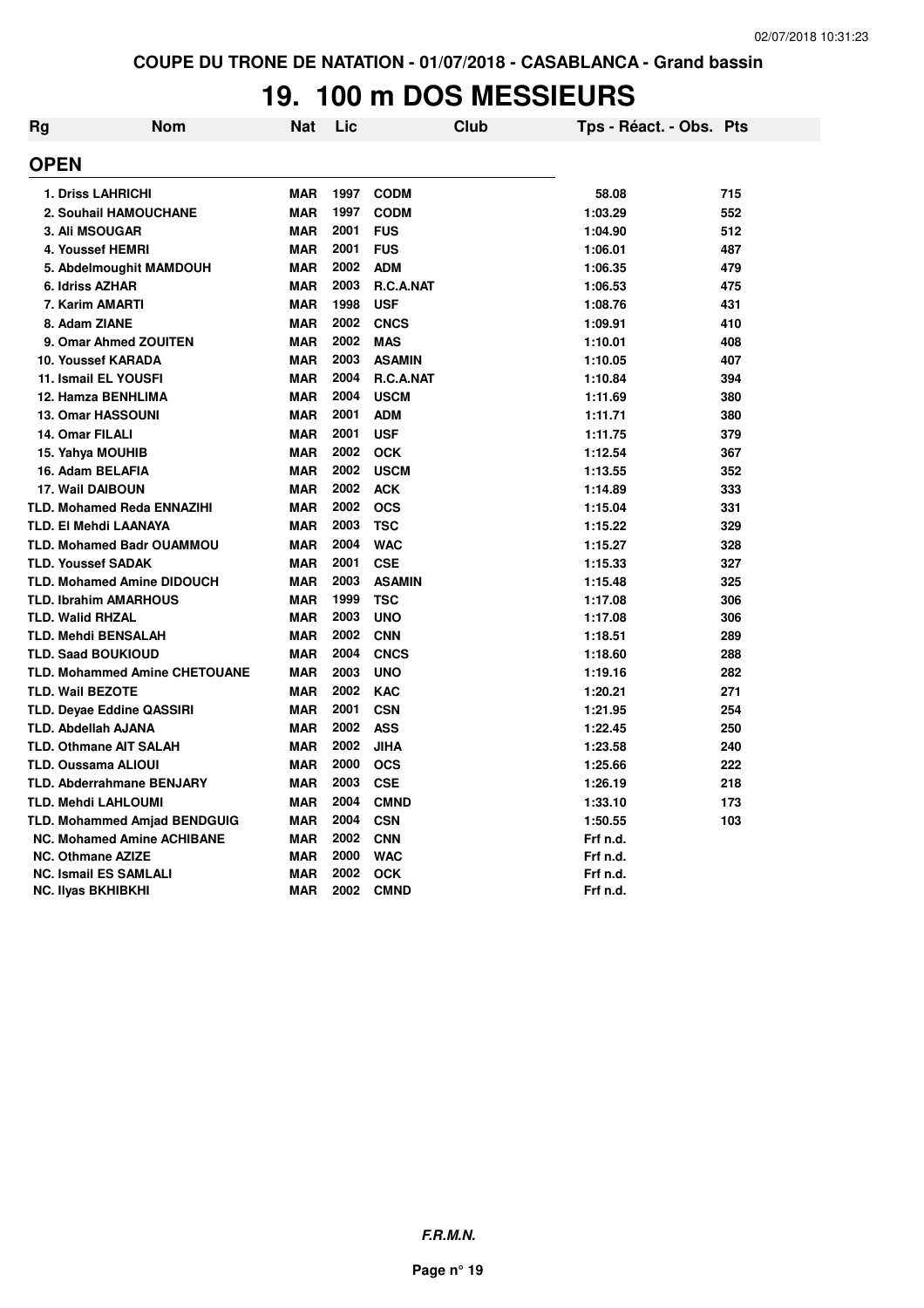COUPE DU TRONE DE NATATION - 01/07/2018 - CASABLANCA - Grand bassin

# 19. 100 m DOS MESSIEURS

| Rg | Nom | Nat | Lic | Club | Tps - Réact. - Obs. | Pts |
|---|---|---|---|---|---|---|
| **OPEN** | | | | | | |
| 1. | Driss LAHRICHI | MAR | 1997 | CODM | 58.08 | 715 |
| 2. | Souhail HAMOUCHANE | MAR | 1997 | CODM | 1:03.29 | 552 |
| 3. | Ali MSOUGAR | MAR | 2001 | FUS | 1:04.90 | 512 |
| 4. | Youssef HEMRI | MAR | 2001 | FUS | 1:06.01 | 487 |
| 5. | Abdelmoughit MAMDOUH | MAR | 2002 | ADM | 1:06.35 | 479 |
| 6. | Idriss AZHAR | MAR | 2003 | R.C.A.NAT | 1:06.53 | 475 |
| 7. | Karim AMARTI | MAR | 1998 | USF | 1:08.76 | 431 |
| 8. | Adam ZIANE | MAR | 2002 | CNCS | 1:09.91 | 410 |
| 9. | Omar Ahmed ZOUITEN | MAR | 2002 | MAS | 1:10.01 | 408 |
| 10. | Youssef KARADA | MAR | 2003 | ASAMIN | 1:10.05 | 407 |
| 11. | Ismail EL YOUSFI | MAR | 2004 | R.C.A.NAT | 1:10.84 | 394 |
| 12. | Hamza BENHLIMA | MAR | 2004 | USCM | 1:11.69 | 380 |
| 13. | Omar HASSOUNI | MAR | 2001 | ADM | 1:11.71 | 380 |
| 14. | Omar FILALI | MAR | 2001 | USF | 1:11.75 | 379 |
| 15. | Yahya MOUHIB | MAR | 2002 | OCK | 1:12.54 | 367 |
| 16. | Adam BELAFIA | MAR | 2002 | USCM | 1:13.55 | 352 |
| 17. | Wail DAIBOUN | MAR | 2002 | ACK | 1:14.89 | 333 |
| TLD. | Mohamed Reda ENNAZIHI | MAR | 2002 | OCS | 1:15.04 | 331 |
| TLD. | El Mehdi LAANAYA | MAR | 2003 | TSC | 1:15.22 | 329 |
| TLD. | Mohamed Badr OUAMMOU | MAR | 2004 | WAC | 1:15.27 | 328 |
| TLD. | Youssef SADAK | MAR | 2001 | CSE | 1:15.33 | 327 |
| TLD. | Mohamed Amine DIDOUCH | MAR | 2003 | ASAMIN | 1:15.48 | 325 |
| TLD. | Ibrahim AMARHOUS | MAR | 1999 | TSC | 1:17.08 | 306 |
| TLD. | Walid RHZAL | MAR | 2003 | UNO | 1:17.08 | 306 |
| TLD. | Mehdi BENSALAH | MAR | 2002 | CNN | 1:18.51 | 289 |
| TLD. | Saad BOUKIOUD | MAR | 2004 | CNCS | 1:18.60 | 288 |
| TLD. | Mohammed Amine CHETOUANE | MAR | 2003 | UNO | 1:19.16 | 282 |
| TLD. | Wail BEZOTE | MAR | 2002 | KAC | 1:20.21 | 271 |
| TLD. | Deyae Eddine QASSIRI | MAR | 2001 | CSN | 1:21.95 | 254 |
| TLD. | Abdellah AJANA | MAR | 2002 | ASS | 1:22.45 | 250 |
| TLD. | Othmane AIT SALAH | MAR | 2002 | JIHA | 1:23.58 | 240 |
| TLD. | Oussama ALIOUI | MAR | 2000 | OCS | 1:25.66 | 222 |
| TLD. | Abderrahmane BENJARY | MAR | 2003 | CSE | 1:26.19 | 218 |
| TLD. | Mehdi LAHLOUMI | MAR | 2004 | CMND | 1:33.10 | 173 |
| TLD. | Mohammed Amjad BENDGUIG | MAR | 2004 | CSN | 1:50.55 | 103 |
| NC. | Mohamed Amine ACHIBANE | MAR | 2002 | CNN | Frf n.d. | |
| NC. | Othmane AZIZE | MAR | 2000 | WAC | Frf n.d. | |
| NC. | Ismail ES SAMLALI | MAR | 2002 | OCK | Frf n.d. | |
| NC. | Ilyas BKHIBKHI | MAR | 2002 | CMND | Frf n.d. | |

*F.R.M.N.*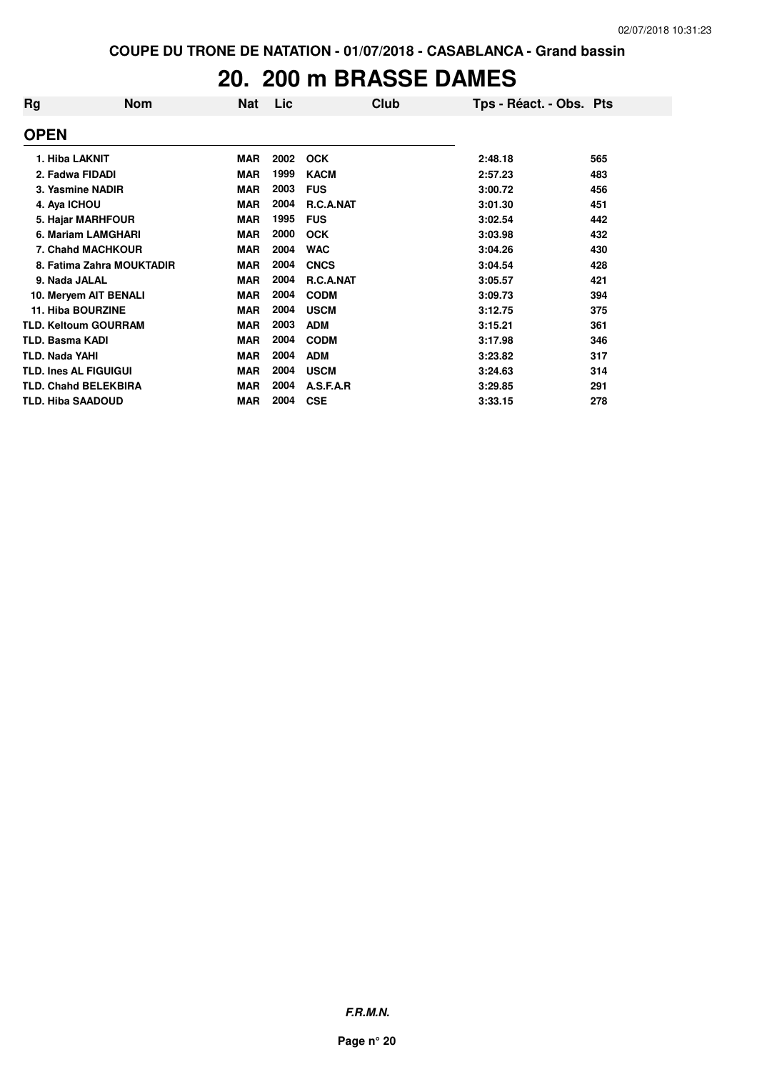COUPE DU TRONE DE NATATION - 01/07/2018 - CASABLANCA - Grand bassin

# 20. 200 m BRASSE DAMES

| Rg | Nom | Nat | Lic | Club | Tps - Réact. - Obs. | Pts |
|---|---|---|---|---|---|---|
| **OPEN** | | | | | | |
| 1. | Hiba LAKNIT | MAR | 2002 | OCK | 2:48.18 | 565 |
| 2. | Fadwa FIDADI | MAR | 1999 | KACM | 2:57.23 | 483 |
| 3. | Yasmine NADIR | MAR | 2003 | FUS | 3:00.72 | 456 |
| 4. | Aya ICHOU | MAR | 2004 | R.C.A.NAT | 3:01.30 | 451 |
| 5. | Hajar MARHFOUR | MAR | 1995 | FUS | 3:02.54 | 442 |
| 6. | Mariam LAMGHARI | MAR | 2000 | OCK | 3:03.98 | 432 |
| 7. | Chahd MACHKOUR | MAR | 2004 | WAC | 3:04.26 | 430 |
| 8. | Fatima Zahra MOUKTADIR | MAR | 2004 | CNCS | 3:04.54 | 428 |
| 9. | Nada JALAL | MAR | 2004 | R.C.A.NAT | 3:05.57 | 421 |
| 10. | Meryem AIT BENALI | MAR | 2004 | CODM | 3:09.73 | 394 |
| 11. | Hiba BOURZINE | MAR | 2004 | USCM | 3:12.75 | 375 |
| TLD. | Keltoum GOURRAM | MAR | 2003 | ADM | 3:15.21 | 361 |
| TLD. | Basma KADI | MAR | 2004 | CODM | 3:17.98 | 346 |
| TLD. | Nada YAHI | MAR | 2004 | ADM | 3:23.82 | 317 |
| TLD. | Ines AL FIGUIGUI | MAR | 2004 | USCM | 3:24.63 | 314 |
| TLD. | Chahd BELEKBIRA | MAR | 2004 | A.S.F.A.R | 3:29.85 | 291 |
| TLD. | Hiba SAADOUD | MAR | 2004 | CSE | 3:33.15 | 278 |

*F.R.M.N.*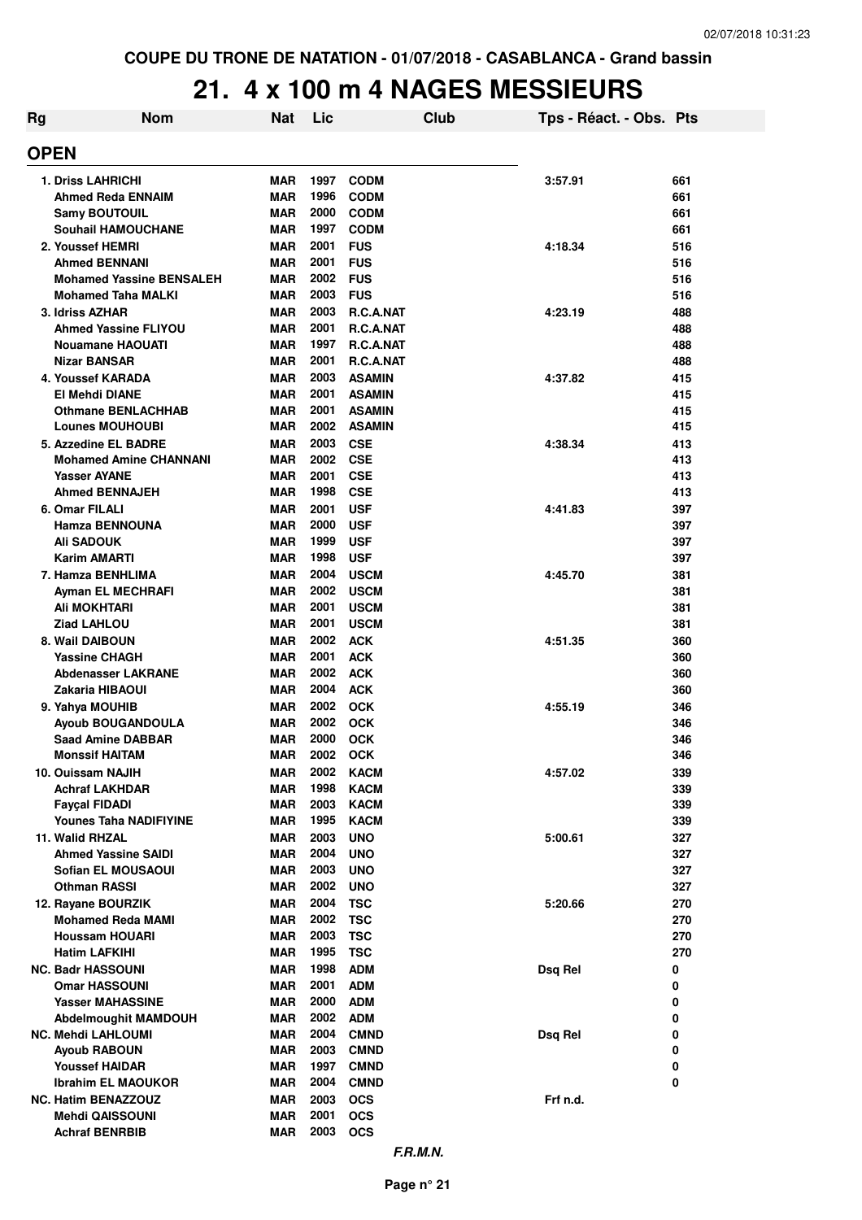COUPE DU TRONE DE NATATION - 01/07/2018 - CASABLANCA - Grand bassin

# 21. 4 x 100 m 4 NAGES MESSIEURS

| Rg | Nom | Nat | Lic | Club | Tps - Réact. - Obs. | Pts |
|---|---|---|---|---|---|---|

## OPEN

| Rg | Nom | Nat | Lic | Club | Tps - Réact. - Obs. | Pts |
|---|---|---|---|---|---|---|
| 1. | Driss LAHRICHI | MAR | 1997 | CODM | 3:57.91 | 661 |
| | Ahmed Reda ENNAIM | MAR | 1996 | CODM | | 661 |
| | Samy BOUTOUIL | MAR | 2000 | CODM | | 661 |
| | Souhail HAMOUCHANE | MAR | 1997 | CODM | | 661 |
| 2. | Youssef HEMRI | MAR | 2001 | FUS | 4:18.34 | 516 |
| | Ahmed BENNANI | MAR | 2001 | FUS | | 516 |
| | Mohamed Yassine BENSALEH | MAR | 2002 | FUS | | 516 |
| | Mohamed Taha MALKI | MAR | 2003 | FUS | | 516 |
| 3. | Idriss AZHAR | MAR | 2003 | R.C.A.NAT | 4:23.19 | 488 |
| | Ahmed Yassine FLIYOU | MAR | 2001 | R.C.A.NAT | | 488 |
| | Nouamane HAOUATI | MAR | 1997 | R.C.A.NAT | | 488 |
| | Nizar BANSAR | MAR | 2001 | R.C.A.NAT | | 488 |
| 4. | Youssef KARADA | MAR | 2003 | ASAMIN | 4:37.82 | 415 |
| | El Mehdi DIANE | MAR | 2001 | ASAMIN | | 415 |
| | Othmane BENLACHHAB | MAR | 2001 | ASAMIN | | 415 |
| | Lounes MOUHOUBI | MAR | 2002 | ASAMIN | | 415 |
| 5. | Azzedine EL BADRE | MAR | 2003 | CSE | 4:38.34 | 413 |
| | Mohamed Amine CHANNANI | MAR | 2002 | CSE | | 413 |
| | Yasser AYANE | MAR | 2001 | CSE | | 413 |
| | Ahmed BENNAJEH | MAR | 1998 | CSE | | 413 |
| 6. | Omar FILALI | MAR | 2001 | USF | 4:41.83 | 397 |
| | Hamza BENNOUNA | MAR | 2000 | USF | | 397 |
| | Ali SADOUK | MAR | 1999 | USF | | 397 |
| | Karim AMARTI | MAR | 1998 | USF | | 397 |
| 7. | Hamza BENHLIMA | MAR | 2004 | USCM | 4:45.70 | 381 |
| | Ayman EL MECHRAFI | MAR | 2002 | USCM | | 381 |
| | Ali MOKHTARI | MAR | 2001 | USCM | | 381 |
| | Ziad LAHLOU | MAR | 2001 | USCM | | 381 |
| 8. | Wail DAIBOUN | MAR | 2002 | ACK | 4:51.35 | 360 |
| | Yassine CHAGH | MAR | 2001 | ACK | | 360 |
| | Abdenasser LAKRANE | MAR | 2002 | ACK | | 360 |
| | Zakaria HIBAOUI | MAR | 2004 | ACK | | 360 |
| 9. | Yahya MOUHIB | MAR | 2002 | OCK | 4:55.19 | 346 |
| | Ayoub BOUGANDOULA | MAR | 2002 | OCK | | 346 |
| | Saad Amine DABBAR | MAR | 2000 | OCK | | 346 |
| | Monssif HAITAM | MAR | 2002 | OCK | | 346 |
| 10. | Ouissam NAJIH | MAR | 2002 | KACM | 4:57.02 | 339 |
| | Achraf LAKHDAR | MAR | 1998 | KACM | | 339 |
| | Fayçal FIDADI | MAR | 2003 | KACM | | 339 |
| | Younes Taha NADIFIYINE | MAR | 1995 | KACM | | 339 |
| 11. | Walid RHZAL | MAR | 2003 | UNO | 5:00.61 | 327 |
| | Ahmed Yassine SAIDI | MAR | 2004 | UNO | | 327 |
| | Sofian EL MOUSAOUI | MAR | 2003 | UNO | | 327 |
| | Othman RASSI | MAR | 2002 | UNO | | 327 |
| 12. | Rayane BOURZIK | MAR | 2004 | TSC | 5:20.66 | 270 |
| | Mohamed Reda MAMI | MAR | 2002 | TSC | | 270 |
| | Houssam HOUARI | MAR | 2003 | TSC | | 270 |
| | Hatim LAFKIHI | MAR | 1995 | TSC | | 270 |
| NC. | Badr HASSOUNI | MAR | 1998 | ADM | Dsq Rel | 0 |
| | Omar HASSOUNI | MAR | 2001 | ADM | | 0 |
| | Yasser MAHASSINE | MAR | 2000 | ADM | | 0 |
| | Abdelmoughit MAMDOUH | MAR | 2002 | ADM | | 0 |
| NC. | Mehdi LAHLOUMI | MAR | 2004 | CMND | Dsq Rel | 0 |
| | Ayoub RABOUN | MAR | 2003 | CMND | | 0 |
| | Youssef HAIDAR | MAR | 1997 | CMND | | 0 |
| | Ibrahim EL MAOUKOR | MAR | 2004 | CMND | | 0 |
| NC. | Hatim BENAZZOUZ | MAR | 2003 | OCS | Frf n.d. | |
| | Mehdi QAISSOUNI | MAR | 2001 | OCS | | |
| | Achraf BENRBIB | MAR | 2003 | OCS | | |

*F.R.M.N.*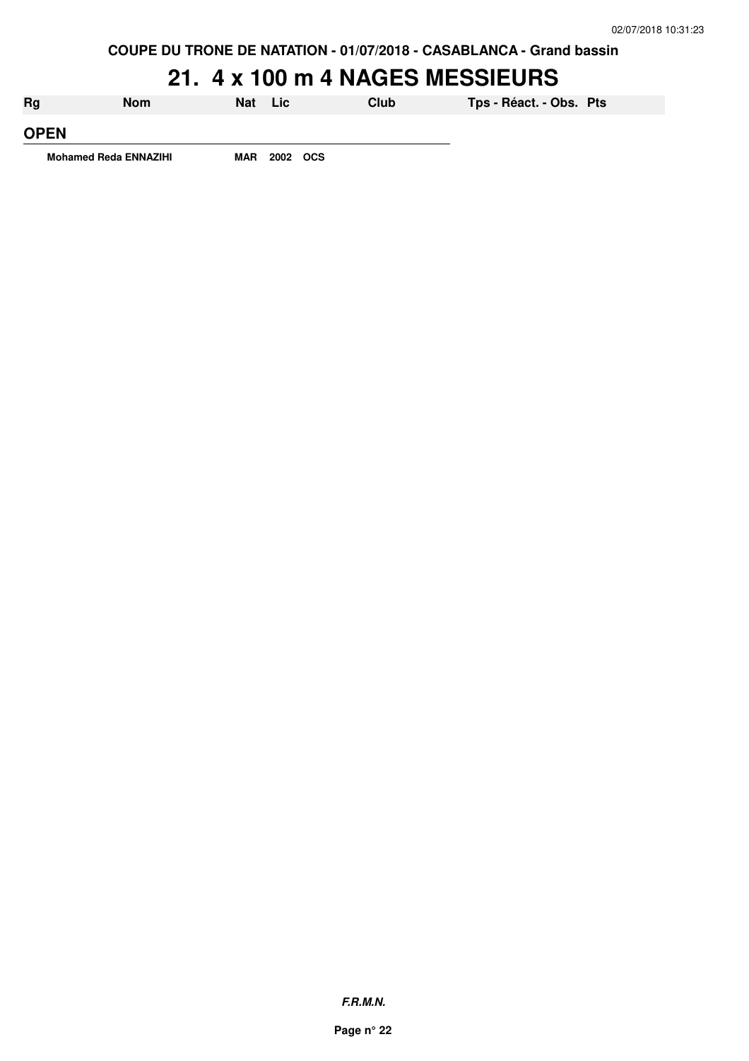COUPE DU TRONE DE NATATION - 01/07/2018 - CASABLANCA - Grand bassin

# 21. 4 x 100 m 4 NAGES MESSIEURS

| Rg | Nom | Nat | Lic | Club | Tps - Réact. - Obs. | Pts |
|---|---|---|---|---|---|---|
| **OPEN** | | | | | | |
| | Mohamed Reda ENNAZIHI | MAR | 2002 | OCS | | |

***F.R.M.N.***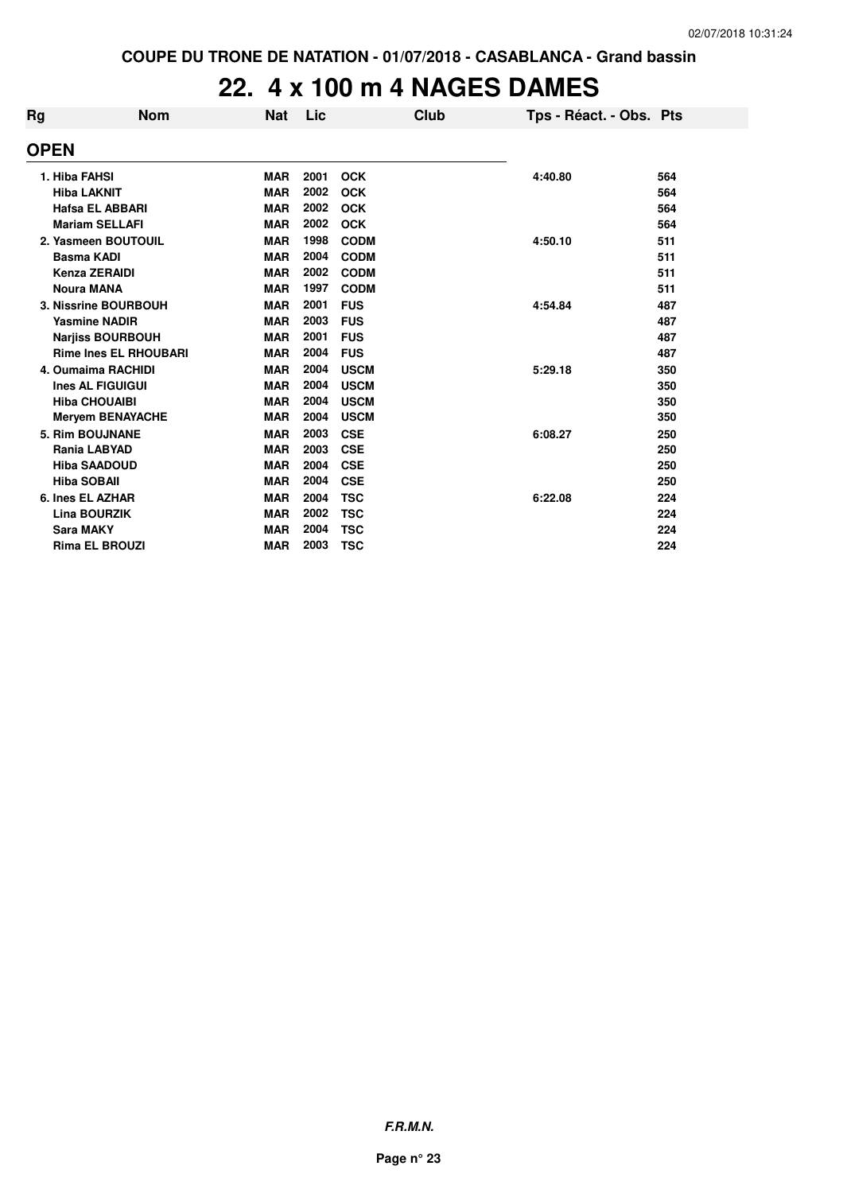COUPE DU TRONE DE NATATION - 01/07/2018 - CASABLANCA - Grand bassin

# 22. 4 x 100 m 4 NAGES DAMES

| Rg | Nom | Nat | Lic | Club | Tps - Réact. - Obs. | Pts |
|---|---|---|---|---|---|---|
| **OPEN** | | | | | | |
| 1. | Hiba FAHSI | MAR | 2001 | OCK | 4:40.80 | 564 |
| | Hiba LAKNIT | MAR | 2002 | OCK | | 564 |
| | Hafsa EL ABBARI | MAR | 2002 | OCK | | 564 |
| | Mariam SELLAFI | MAR | 2002 | OCK | | 564 |
| 2. | Yasmeen BOUTOUIL | MAR | 1998 | CODM | 4:50.10 | 511 |
| | Basma KADI | MAR | 2004 | CODM | | 511 |
| | Kenza ZERAIDI | MAR | 2002 | CODM | | 511 |
| | Noura MANA | MAR | 1997 | CODM | | 511 |
| 3. | Nissrine BOURBOUH | MAR | 2001 | FUS | 4:54.84 | 487 |
| | Yasmine NADIR | MAR | 2003 | FUS | | 487 |
| | Narjiss BOURBOUH | MAR | 2001 | FUS | | 487 |
| | Rime Ines EL RHOUBARI | MAR | 2004 | FUS | | 487 |
| 4. | Oumaima RACHIDI | MAR | 2004 | USCM | 5:29.18 | 350 |
| | Ines AL FIGUIGUI | MAR | 2004 | USCM | | 350 |
| | Hiba CHOUAIBI | MAR | 2004 | USCM | | 350 |
| | Meryem BENAYACHE | MAR | 2004 | USCM | | 350 |
| 5. | Rim BOUJNANE | MAR | 2003 | CSE | 6:08.27 | 250 |
| | Rania LABYAD | MAR | 2003 | CSE | | 250 |
| | Hiba SAADOUD | MAR | 2004 | CSE | | 250 |
| | Hiba SOBAII | MAR | 2004 | CSE | | 250 |
| 6. | Ines EL AZHAR | MAR | 2004 | TSC | 6:22.08 | 224 |
| | Lina BOURZIK | MAR | 2002 | TSC | | 224 |
| | Sara MAKY | MAR | 2004 | TSC | | 224 |
| | Rima EL BROUZI | MAR | 2003 | TSC | | 224 |

*F.R.M.N.*